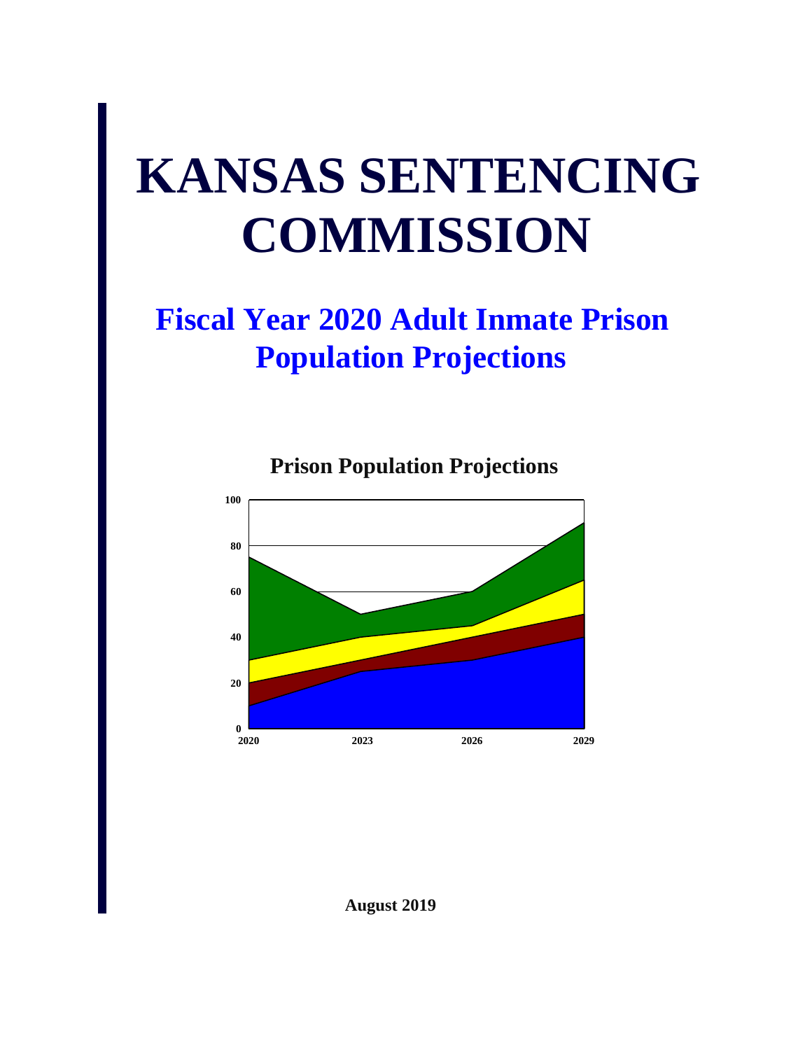# KANSAS SENTENCING COMMISSION

## Fiscal Year 2020 Adult Inmate Prison Population Projections

**Prison Population Projections**

**August 2019**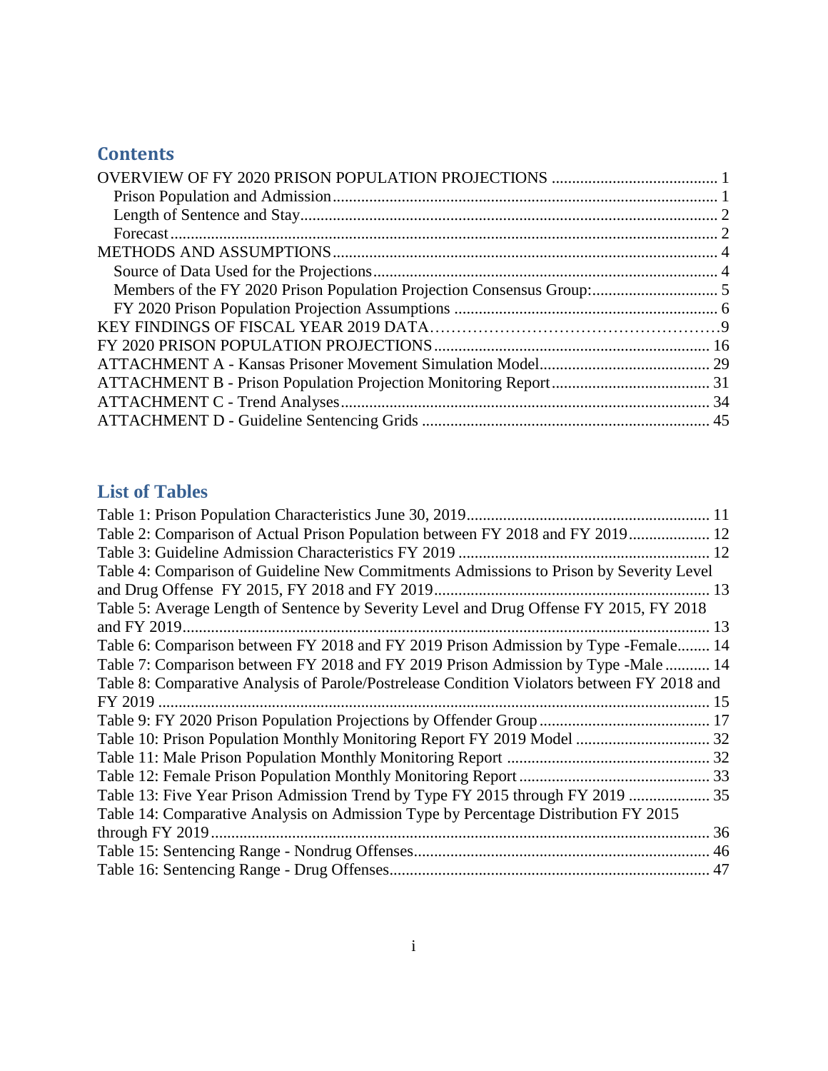## Contents

OVERVIEW OF FY 2020 PRISON POPULATION PROJECTIONS ........................................ 1
  Prison Population and Admission .............................................................................. 1
  Length of Sentence and Stay ....................................................................................... 2
  Forecast ...................................................................................................................... 2
METHODS AND ASSUMPTIONS ............................................................................... 4
  Source of Data Used for the Projections ..................................................................... 4
  Members of the FY 2020 Prison Population Projection Consensus Group: ............................... 5
  FY 2020 Prison Population Projection Assumptions ................................................. 6
KEY FINDINGS OF FISCAL YEAR 2019 DATA……………………………………………9
FY 2020 PRISON POPULATION PROJECTIONS ..................................................... 16
ATTACHMENT A - Kansas Prisoner Movement Simulation Model .......................................... 29
ATTACHMENT B - Prison Population Projection Monitoring Report ...................................... 31
ATTACHMENT C - Trend Analyses ............................................................................ 34
ATTACHMENT D - Guideline Sentencing Grids ....................................................... 45

## List of Tables

Table 1: Prison Population Characteristics June 30, 2019 ........................................................... 11
Table 2: Comparison of Actual Prison Population between FY 2018 and FY 2019 .................... 12
Table 3: Guideline Admission Characteristics FY 2019 ............................................................. 12
Table 4: Comparison of Guideline New Commitments Admissions to Prison by Severity Level and Drug Offense FY 2015, FY 2018 and FY 2019 ................................................................... 13
Table 5: Average Length of Sentence by Severity Level and Drug Offense FY 2015, FY 2018 and FY 2019 ................................................................................................................................. 13
Table 6: Comparison between FY 2018 and FY 2019 Prison Admission by Type -Female ........ 14
Table 7: Comparison between FY 2018 and FY 2019 Prison Admission by Type -Male ........... 14
Table 8: Comparative Analysis of Parole/Postrelease Condition Violators between FY 2018 and FY 2019 ....................................................................................................................................... 15
Table 9: FY 2020 Prison Population Projections by Offender Group .......................................... 17
Table 10: Prison Population Monthly Monitoring Report FY 2019 Model ................................. 32
Table 11: Male Prison Population Monthly Monitoring Report ................................................. 32
Table 12: Female Prison Population Monthly Monitoring Report .............................................. 33
Table 13: Five Year Prison Admission Trend by Type FY 2015 through FY 2019 .................... 35
Table 14: Comparative Analysis on Admission Type by Percentage Distribution FY 2015 through FY 2019 .......................................................................................................................... 36
Table 15: Sentencing Range - Nondrug Offenses ........................................................................ 46
Table 16: Sentencing Range - Drug Offenses .............................................................................. 47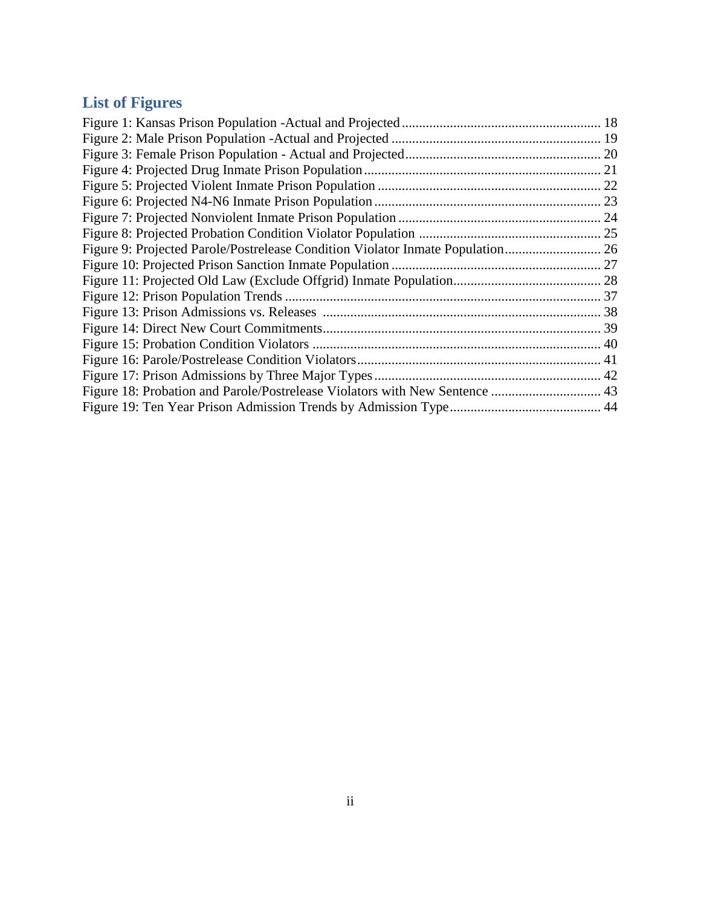## List of Figures

Figure 1: Kansas Prison Population -Actual and Projected ........................................................ 18
Figure 2: Male Prison Population -Actual and Projected ........................................................... 19
Figure 3: Female Prison Population - Actual and Projected ....................................................... 20
Figure 4: Projected Drug Inmate Prison Population .................................................................... 21
Figure 5: Projected Violent Inmate Prison Population ................................................................ 22
Figure 6: Projected N4-N6 Inmate Prison Population ................................................................. 23
Figure 7: Projected Nonviolent Inmate Prison Population ........................................................... 24
Figure 8: Projected Probation Condition Violator Population ..................................................... 25
Figure 9: Projected Parole/Postrelease Condition Violator Inmate Population ............................ 26
Figure 10: Projected Prison Sanction Inmate Population ............................................................ 27
Figure 11: Projected Old Law (Exclude Offgrid) Inmate Population ........................................... 28
Figure 12: Prison Population Trends ........................................................................................... 37
Figure 13: Prison Admissions vs. Releases .................................................................................. 38
Figure 14: Direct New Court Commitments ................................................................................ 39
Figure 15: Probation Condition Violators .................................................................................... 40
Figure 16: Parole/Postrelease Condition Violators ....................................................................... 41
Figure 17: Prison Admissions by Three Major Types .................................................................. 42
Figure 18: Probation and Parole/Postrelease Violators with New Sentence ................................ 43
Figure 19: Ten Year Prison Admission Trends by Admission Type ............................................ 44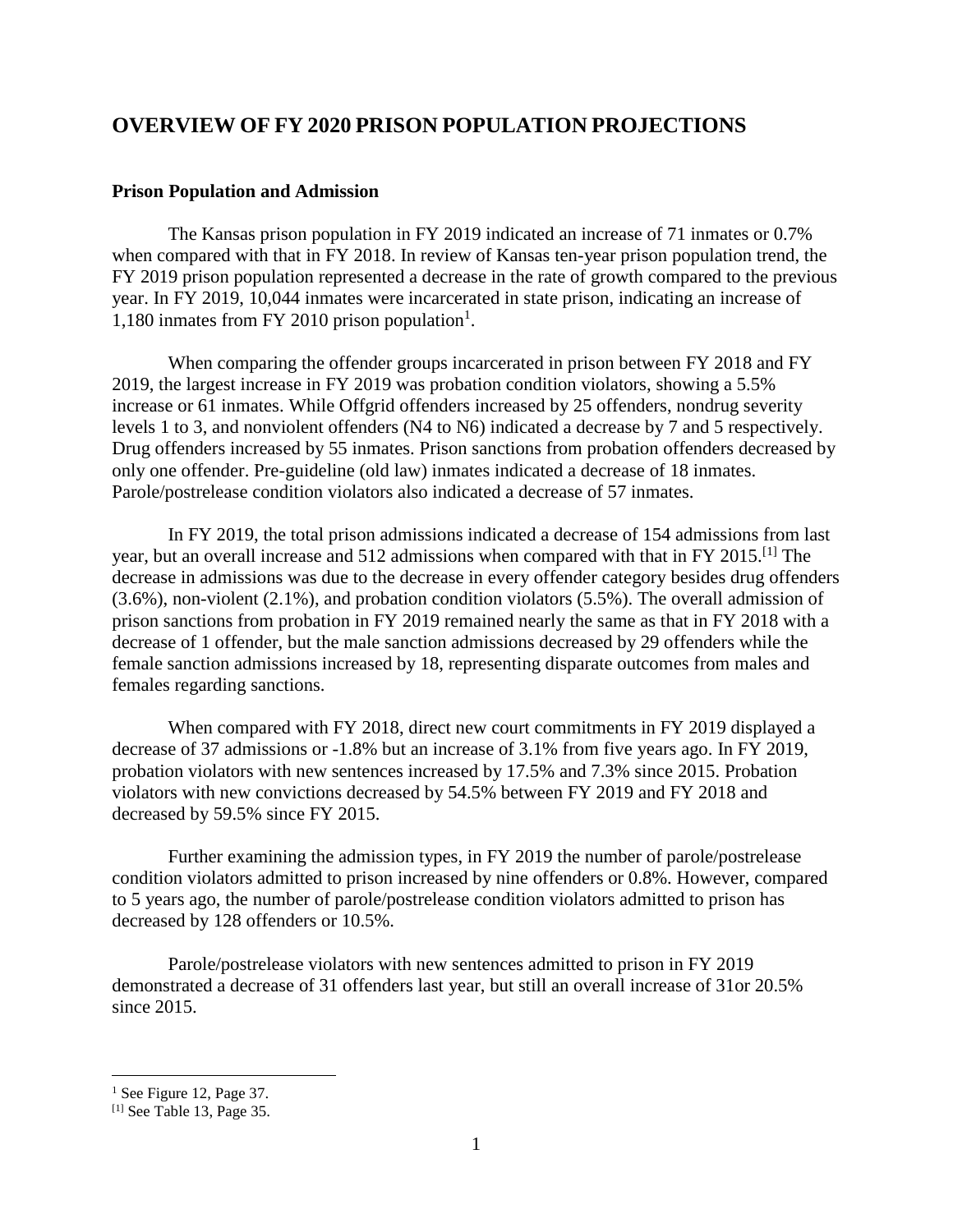## OVERVIEW OF FY 2020 PRISON POPULATION PROJECTIONS

### Prison Population and Admission

The Kansas prison population in FY 2019 indicated an increase of 71 inmates or 0.7% when compared with that in FY 2018. In review of Kansas ten-year prison population trend, the FY 2019 prison population represented a decrease in the rate of growth compared to the previous year. In FY 2019, 10,044 inmates were incarcerated in state prison, indicating an increase of 1,180 inmates from FY 2010 prison population[1].

When comparing the offender groups incarcerated in prison between FY 2018 and FY 2019, the largest increase in FY 2019 was probation condition violators, showing a 5.5% increase or 61 inmates. While Offgrid offenders increased by 25 offenders, nondrug severity levels 1 to 3, and nonviolent offenders (N4 to N6) indicated a decrease by 7 and 5 respectively. Drug offenders increased by 55 inmates. Prison sanctions from probation offenders decreased by only one offender. Pre-guideline (old law) inmates indicated a decrease of 18 inmates. Parole/postrelease condition violators also indicated a decrease of 57 inmates.

In FY 2019, the total prison admissions indicated a decrease of 154 admissions from last year, but an overall increase and 512 admissions when compared with that in FY 2015.[1] The decrease in admissions was due to the decrease in every offender category besides drug offenders (3.6%), non-violent (2.1%), and probation condition violators (5.5%). The overall admission of prison sanctions from probation in FY 2019 remained nearly the same as that in FY 2018 with a decrease of 1 offender, but the male sanction admissions decreased by 29 offenders while the female sanction admissions increased by 18, representing disparate outcomes from males and females regarding sanctions.

When compared with FY 2018, direct new court commitments in FY 2019 displayed a decrease of 37 admissions or -1.8% but an increase of 3.1% from five years ago. In FY 2019, probation violators with new sentences increased by 17.5% and 7.3% since 2015. Probation violators with new convictions decreased by 54.5% between FY 2019 and FY 2018 and decreased by 59.5% since FY 2015.

Further examining the admission types, in FY 2019 the number of parole/postrelease condition violators admitted to prison increased by nine offenders or 0.8%. However, compared to 5 years ago, the number of parole/postrelease condition violators admitted to prison has decreased by 128 offenders or 10.5%.

Parole/postrelease violators with new sentences admitted to prison in FY 2019 demonstrated a decrease of 31 offenders last year, but still an overall increase of 31or 20.5% since 2015.

---

[1] See Figure 12, Page 37.

[1] See Table 13, Page 35.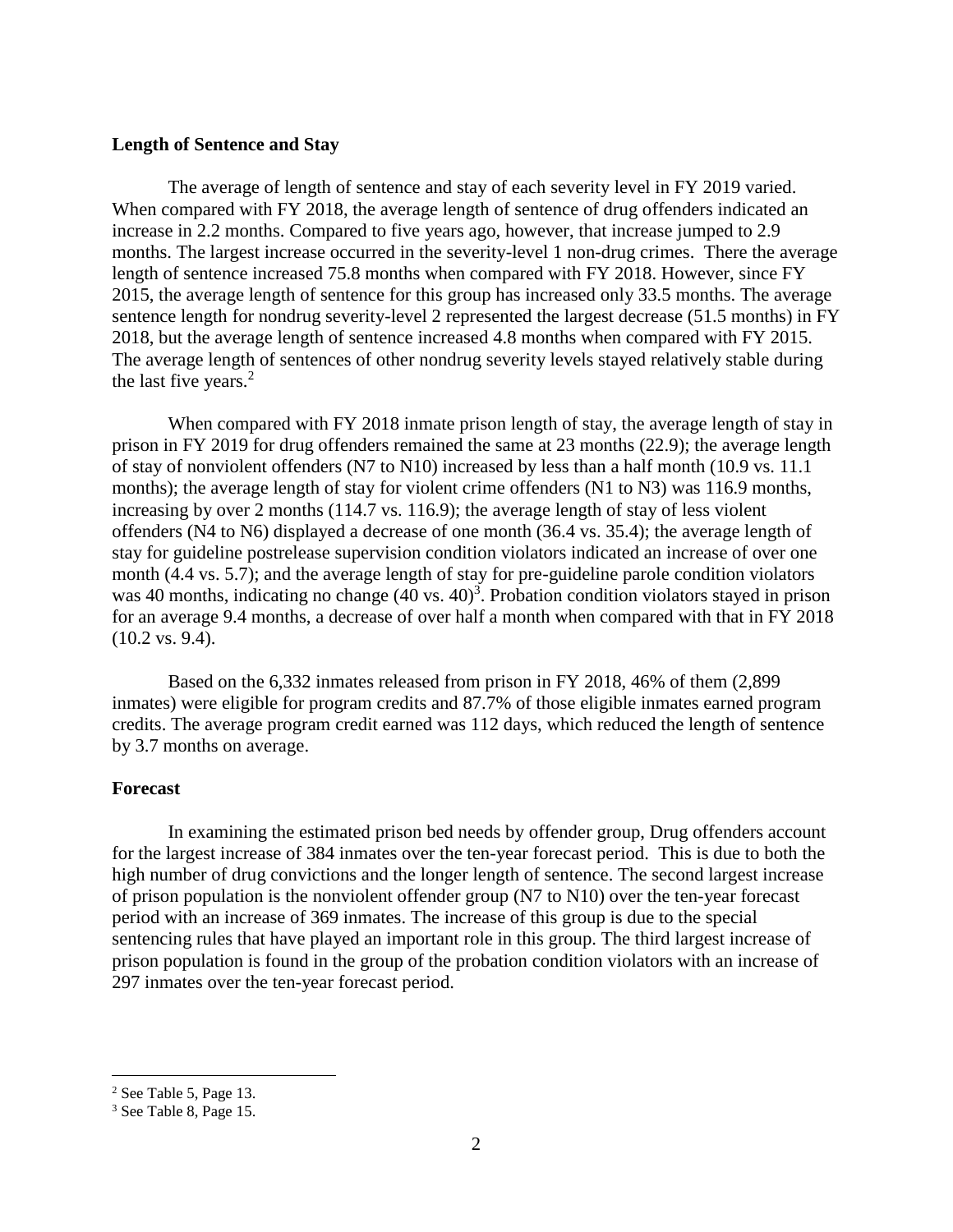## Length of Sentence and Stay

The average of length of sentence and stay of each severity level in FY 2019 varied. When compared with FY 2018, the average length of sentence of drug offenders indicated an increase in 2.2 months. Compared to five years ago, however, that increase jumped to 2.9 months. The largest increase occurred in the severity-level 1 non-drug crimes. There the average length of sentence increased 75.8 months when compared with FY 2018. However, since FY 2015, the average length of sentence for this group has increased only 33.5 months. The average sentence length for nondrug severity-level 2 represented the largest decrease (51.5 months) in FY 2018, but the average length of sentence increased 4.8 months when compared with FY 2015. The average length of sentences of other nondrug severity levels stayed relatively stable during the last five years.[2]

When compared with FY 2018 inmate prison length of stay, the average length of stay in prison in FY 2019 for drug offenders remained the same at 23 months (22.9); the average length of stay of nonviolent offenders (N7 to N10) increased by less than a half month (10.9 vs. 11.1 months); the average length of stay for violent crime offenders (N1 to N3) was 116.9 months, increasing by over 2 months (114.7 vs. 116.9); the average length of stay of less violent offenders (N4 to N6) displayed a decrease of one month (36.4 vs. 35.4); the average length of stay for guideline postrelease supervision condition violators indicated an increase of over one month (4.4 vs. 5.7); and the average length of stay for pre-guideline parole condition violators was 40 months, indicating no change (40 vs. 40)[3]. Probation condition violators stayed in prison for an average 9.4 months, a decrease of over half a month when compared with that in FY 2018 (10.2 vs. 9.4).

Based on the 6,332 inmates released from prison in FY 2018, 46% of them (2,899 inmates) were eligible for program credits and 87.7% of those eligible inmates earned program credits. The average program credit earned was 112 days, which reduced the length of sentence by 3.7 months on average.

## Forecast

In examining the estimated prison bed needs by offender group, Drug offenders account for the largest increase of 384 inmates over the ten-year forecast period. This is due to both the high number of drug convictions and the longer length of sentence. The second largest increase of prison population is the nonviolent offender group (N7 to N10) over the ten-year forecast period with an increase of 369 inmates. The increase of this group is due to the special sentencing rules that have played an important role in this group. The third largest increase of prison population is found in the group of the probation condition violators with an increase of 297 inmates over the ten-year forecast period.

---

[2] See Table 5, Page 13.

[3] See Table 8, Page 15.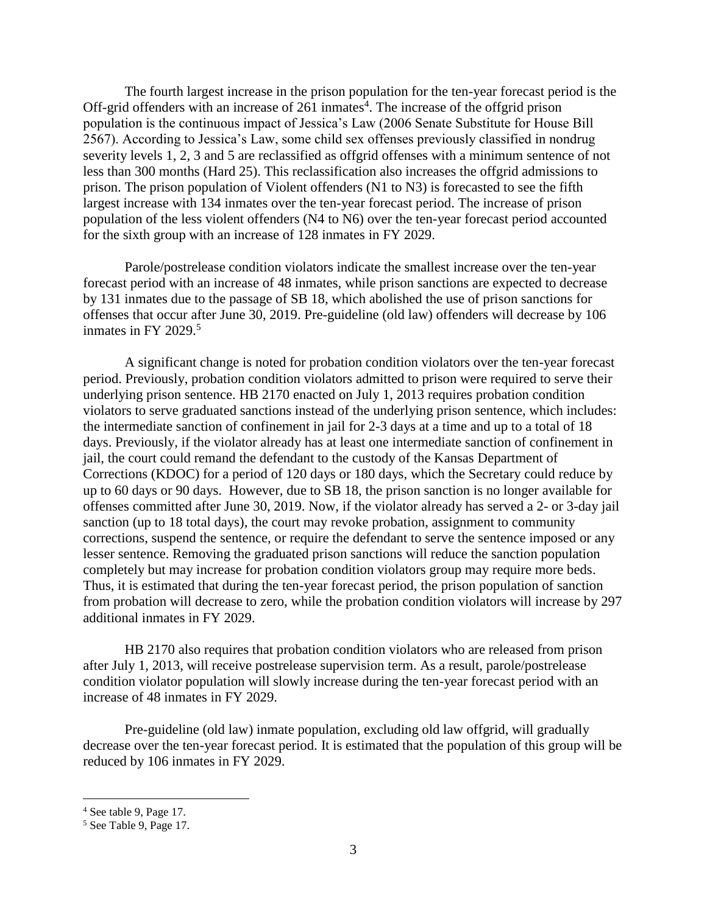The fourth largest increase in the prison population for the ten-year forecast period is the Off-grid offenders with an increase of 261 inmates[4]. The increase of the offgrid prison population is the continuous impact of Jessica's Law (2006 Senate Substitute for House Bill 2567). According to Jessica's Law, some child sex offenses previously classified in nondrug severity levels 1, 2, 3 and 5 are reclassified as offgrid offenses with a minimum sentence of not less than 300 months (Hard 25). This reclassification also increases the offgrid admissions to prison. The prison population of Violent offenders (N1 to N3) is forecasted to see the fifth largest increase with 134 inmates over the ten-year forecast period. The increase of prison population of the less violent offenders (N4 to N6) over the ten-year forecast period accounted for the sixth group with an increase of 128 inmates in FY 2029.

Parole/postrelease condition violators indicate the smallest increase over the ten-year forecast period with an increase of 48 inmates, while prison sanctions are expected to decrease by 131 inmates due to the passage of SB 18, which abolished the use of prison sanctions for offenses that occur after June 30, 2019. Pre-guideline (old law) offenders will decrease by 106 inmates in FY 2029.[5]

A significant change is noted for probation condition violators over the ten-year forecast period. Previously, probation condition violators admitted to prison were required to serve their underlying prison sentence. HB 2170 enacted on July 1, 2013 requires probation condition violators to serve graduated sanctions instead of the underlying prison sentence, which includes: the intermediate sanction of confinement in jail for 2-3 days at a time and up to a total of 18 days. Previously, if the violator already has at least one intermediate sanction of confinement in jail, the court could remand the defendant to the custody of the Kansas Department of Corrections (KDOC) for a period of 120 days or 180 days, which the Secretary could reduce by up to 60 days or 90 days. However, due to SB 18, the prison sanction is no longer available for offenses committed after June 30, 2019. Now, if the violator already has served a 2- or 3-day jail sanction (up to 18 total days), the court may revoke probation, assignment to community corrections, suspend the sentence, or require the defendant to serve the sentence imposed or any lesser sentence. Removing the graduated prison sanctions will reduce the sanction population completely but may increase for probation condition violators group may require more beds. Thus, it is estimated that during the ten-year forecast period, the prison population of sanction from probation will decrease to zero, while the probation condition violators will increase by 297 additional inmates in FY 2029.

HB 2170 also requires that probation condition violators who are released from prison after July 1, 2013, will receive postrelease supervision term. As a result, parole/postrelease condition violator population will slowly increase during the ten-year forecast period with an increase of 48 inmates in FY 2029.

Pre-guideline (old law) inmate population, excluding old law offgrid, will gradually decrease over the ten-year forecast period. It is estimated that the population of this group will be reduced by 106 inmates in FY 2029.

---

[4] See table 9, Page 17.

[5] See Table 9, Page 17.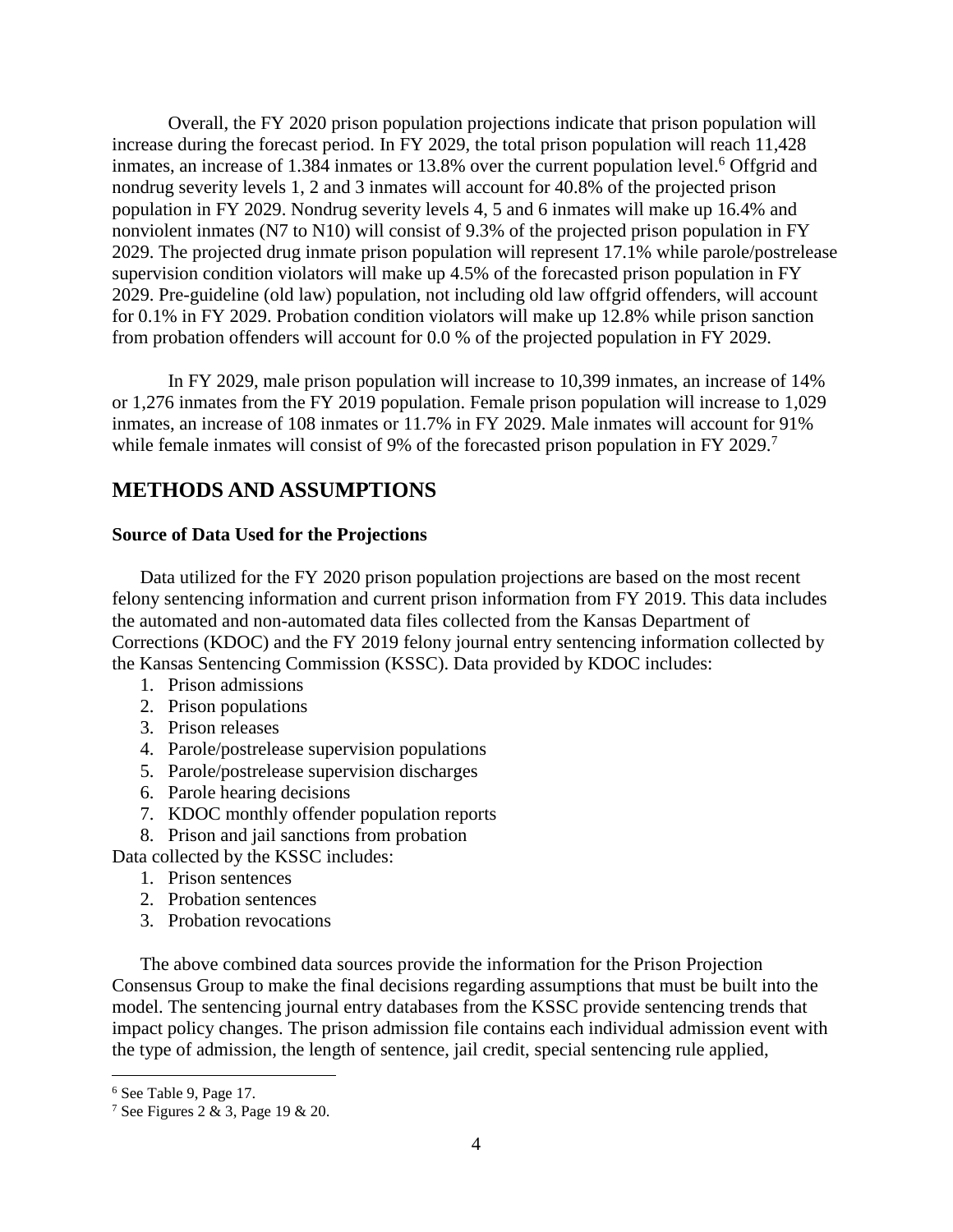Overall, the FY 2020 prison population projections indicate that prison population will increase during the forecast period. In FY 2029, the total prison population will reach 11,428 inmates, an increase of 1.384 inmates or 13.8% over the current population level.[6] Offgrid and nondrug severity levels 1, 2 and 3 inmates will account for 40.8% of the projected prison population in FY 2029. Nondrug severity levels 4, 5 and 6 inmates will make up 16.4% and nonviolent inmates (N7 to N10) will consist of 9.3% of the projected prison population in FY 2029. The projected drug inmate prison population will represent 17.1% while parole/postrelease supervision condition violators will make up 4.5% of the forecasted prison population in FY 2029. Pre-guideline (old law) population, not including old law offgrid offenders, will account for 0.1% in FY 2029. Probation condition violators will make up 12.8% while prison sanction from probation offenders will account for 0.0 % of the projected population in FY 2029.

In FY 2029, male prison population will increase to 10,399 inmates, an increase of 14% or 1,276 inmates from the FY 2019 population. Female prison population will increase to 1,029 inmates, an increase of 108 inmates or 11.7% in FY 2029. Male inmates will account for 91% while female inmates will consist of 9% of the forecasted prison population in FY 2029.[7]

## METHODS AND ASSUMPTIONS

### Source of Data Used for the Projections

Data utilized for the FY 2020 prison population projections are based on the most recent felony sentencing information and current prison information from FY 2019. This data includes the automated and non-automated data files collected from the Kansas Department of Corrections (KDOC) and the FY 2019 felony journal entry sentencing information collected by the Kansas Sentencing Commission (KSSC). Data provided by KDOC includes:

1. Prison admissions
2. Prison populations
3. Prison releases
4. Parole/postrelease supervision populations
5. Parole/postrelease supervision discharges
6. Parole hearing decisions
7. KDOC monthly offender population reports
8. Prison and jail sanctions from probation

Data collected by the KSSC includes:

1. Prison sentences
2. Probation sentences
3. Probation revocations

The above combined data sources provide the information for the Prison Projection Consensus Group to make the final decisions regarding assumptions that must be built into the model. The sentencing journal entry databases from the KSSC provide sentencing trends that impact policy changes. The prison admission file contains each individual admission event with the type of admission, the length of sentence, jail credit, special sentencing rule applied,

[6] See Table 9, Page 17.

[7] See Figures 2 & 3, Page 19 & 20.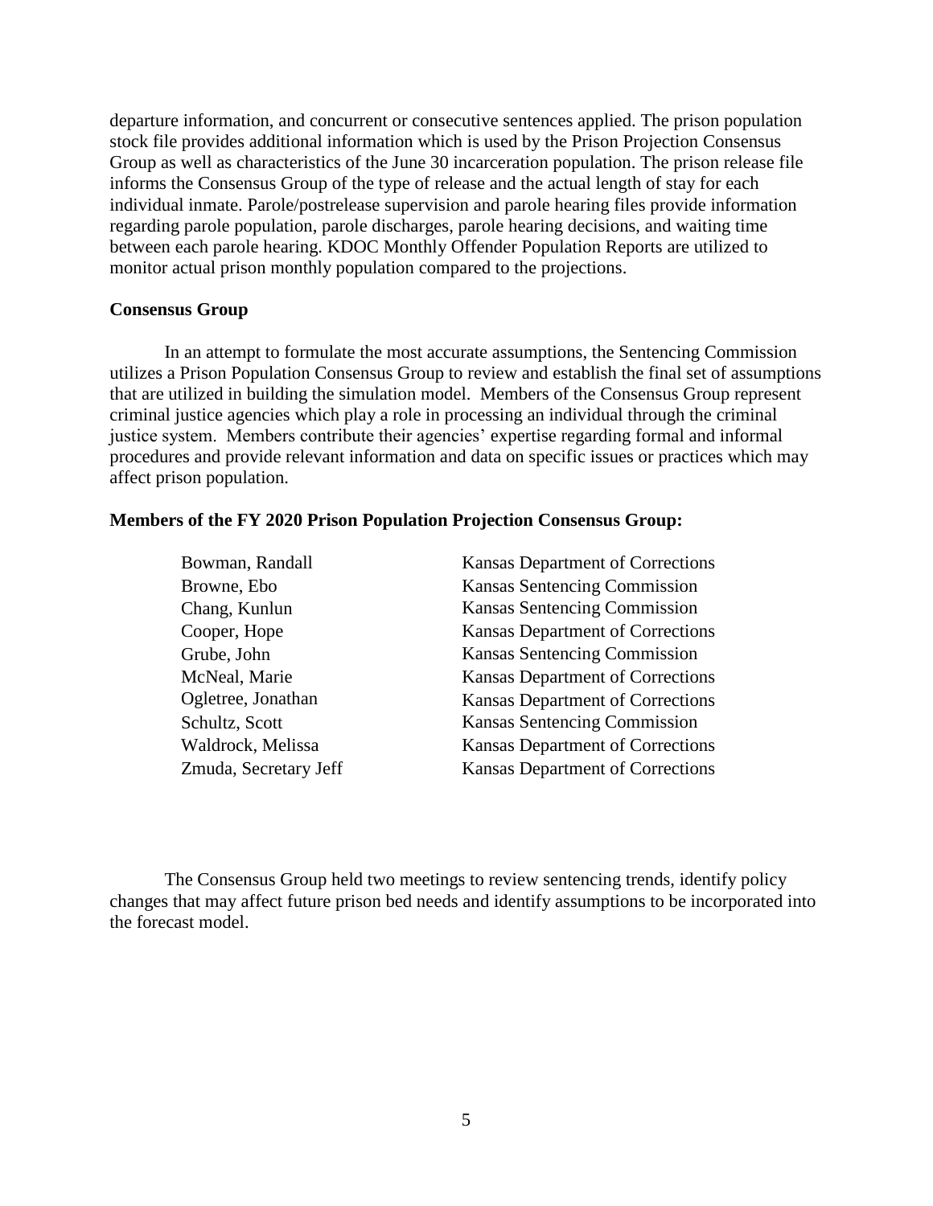departure information, and concurrent or consecutive sentences applied. The prison population stock file provides additional information which is used by the Prison Projection Consensus Group as well as characteristics of the June 30 incarceration population. The prison release file informs the Consensus Group of the type of release and the actual length of stay for each individual inmate. Parole/postrelease supervision and parole hearing files provide information regarding parole population, parole discharges, parole hearing decisions, and waiting time between each parole hearing. KDOC Monthly Offender Population Reports are utilized to monitor actual prison monthly population compared to the projections.

**Consensus Group**

In an attempt to formulate the most accurate assumptions, the Sentencing Commission utilizes a Prison Population Consensus Group to review and establish the final set of assumptions that are utilized in building the simulation model. Members of the Consensus Group represent criminal justice agencies which play a role in processing an individual through the criminal justice system. Members contribute their agencies' expertise regarding formal and informal procedures and provide relevant information and data on specific issues or practices which may affect prison population.

**Members of the FY 2020 Prison Population Projection Consensus Group:**

| | |
|---|---|
| Bowman, Randall | Kansas Department of Corrections |
| Browne, Ebo | Kansas Sentencing Commission |
| Chang, Kunlun | Kansas Sentencing Commission |
| Cooper, Hope | Kansas Department of Corrections |
| Grube, John | Kansas Sentencing Commission |
| McNeal, Marie | Kansas Department of Corrections |
| Ogletree, Jonathan | Kansas Department of Corrections |
| Schultz, Scott | Kansas Sentencing Commission |
| Waldrock, Melissa | Kansas Department of Corrections |
| Zmuda, Secretary Jeff | Kansas Department of Corrections |

The Consensus Group held two meetings to review sentencing trends, identify policy changes that may affect future prison bed needs and identify assumptions to be incorporated into the forecast model.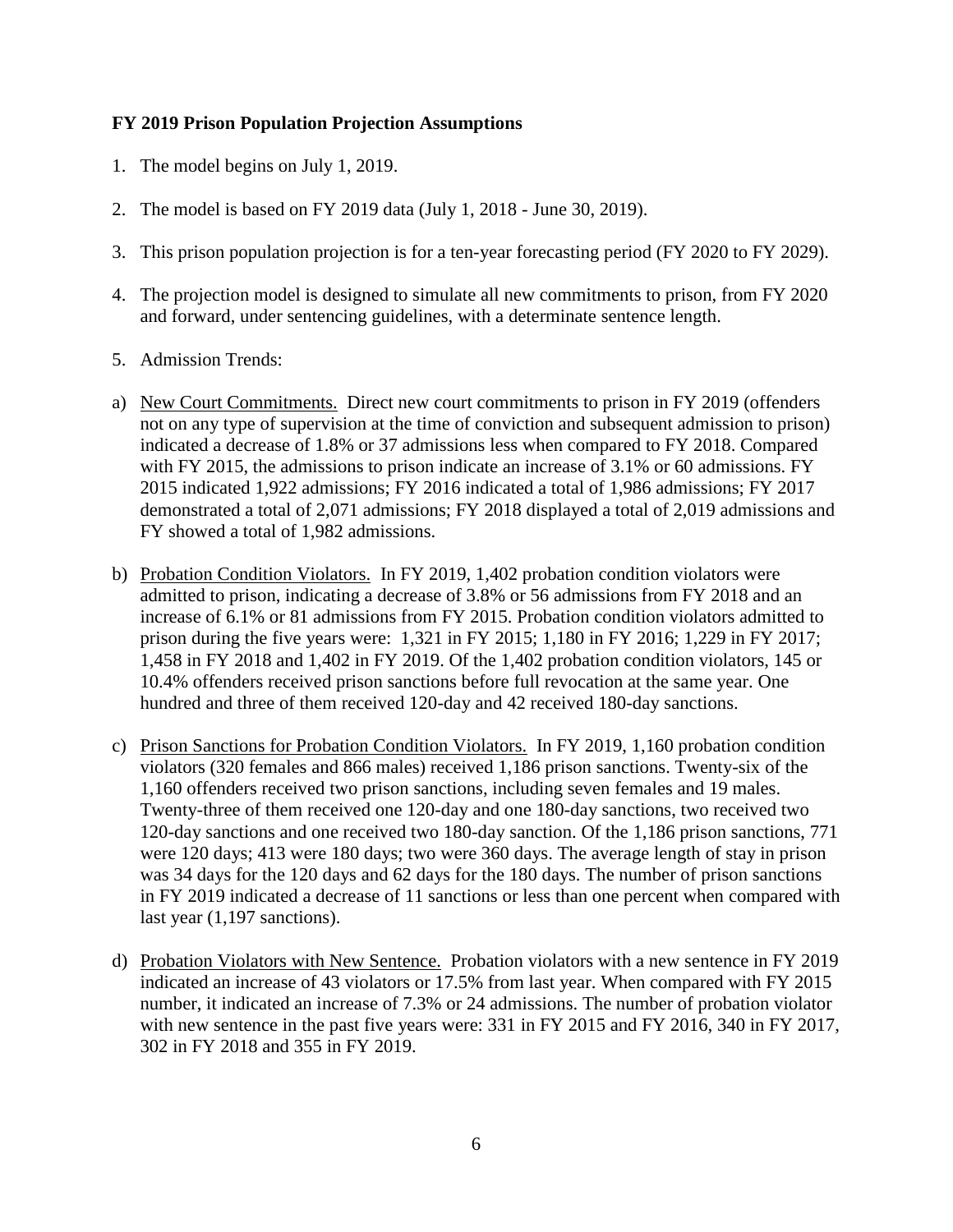**FY 2019 Prison Population Projection Assumptions**

1. The model begins on July 1, 2019.

2. The model is based on FY 2019 data (July 1, 2018 - June 30, 2019).

3. This prison population projection is for a ten-year forecasting period (FY 2020 to FY 2029).

4. The projection model is designed to simulate all new commitments to prison, from FY 2020 and forward, under sentencing guidelines, with a determinate sentence length.

5. Admission Trends:

a) New Court Commitments. Direct new court commitments to prison in FY 2019 (offenders not on any type of supervision at the time of conviction and subsequent admission to prison) indicated a decrease of 1.8% or 37 admissions less when compared to FY 2018. Compared with FY 2015, the admissions to prison indicate an increase of 3.1% or 60 admissions. FY 2015 indicated 1,922 admissions; FY 2016 indicated a total of 1,986 admissions; FY 2017 demonstrated a total of 2,071 admissions; FY 2018 displayed a total of 2,019 admissions and FY showed a total of 1,982 admissions.

b) Probation Condition Violators. In FY 2019, 1,402 probation condition violators were admitted to prison, indicating a decrease of 3.8% or 56 admissions from FY 2018 and an increase of 6.1% or 81 admissions from FY 2015. Probation condition violators admitted to prison during the five years were: 1,321 in FY 2015; 1,180 in FY 2016; 1,229 in FY 2017; 1,458 in FY 2018 and 1,402 in FY 2019. Of the 1,402 probation condition violators, 145 or 10.4% offenders received prison sanctions before full revocation at the same year. One hundred and three of them received 120-day and 42 received 180-day sanctions.

c) Prison Sanctions for Probation Condition Violators. In FY 2019, 1,160 probation condition violators (320 females and 866 males) received 1,186 prison sanctions. Twenty-six of the 1,160 offenders received two prison sanctions, including seven females and 19 males. Twenty-three of them received one 120-day and one 180-day sanctions, two received two 120-day sanctions and one received two 180-day sanction. Of the 1,186 prison sanctions, 771 were 120 days; 413 were 180 days; two were 360 days. The average length of stay in prison was 34 days for the 120 days and 62 days for the 180 days. The number of prison sanctions in FY 2019 indicated a decrease of 11 sanctions or less than one percent when compared with last year (1,197 sanctions).

d) Probation Violators with New Sentence. Probation violators with a new sentence in FY 2019 indicated an increase of 43 violators or 17.5% from last year. When compared with FY 2015 number, it indicated an increase of 7.3% or 24 admissions. The number of probation violator with new sentence in the past five years were: 331 in FY 2015 and FY 2016, 340 in FY 2017, 302 in FY 2018 and 355 in FY 2019.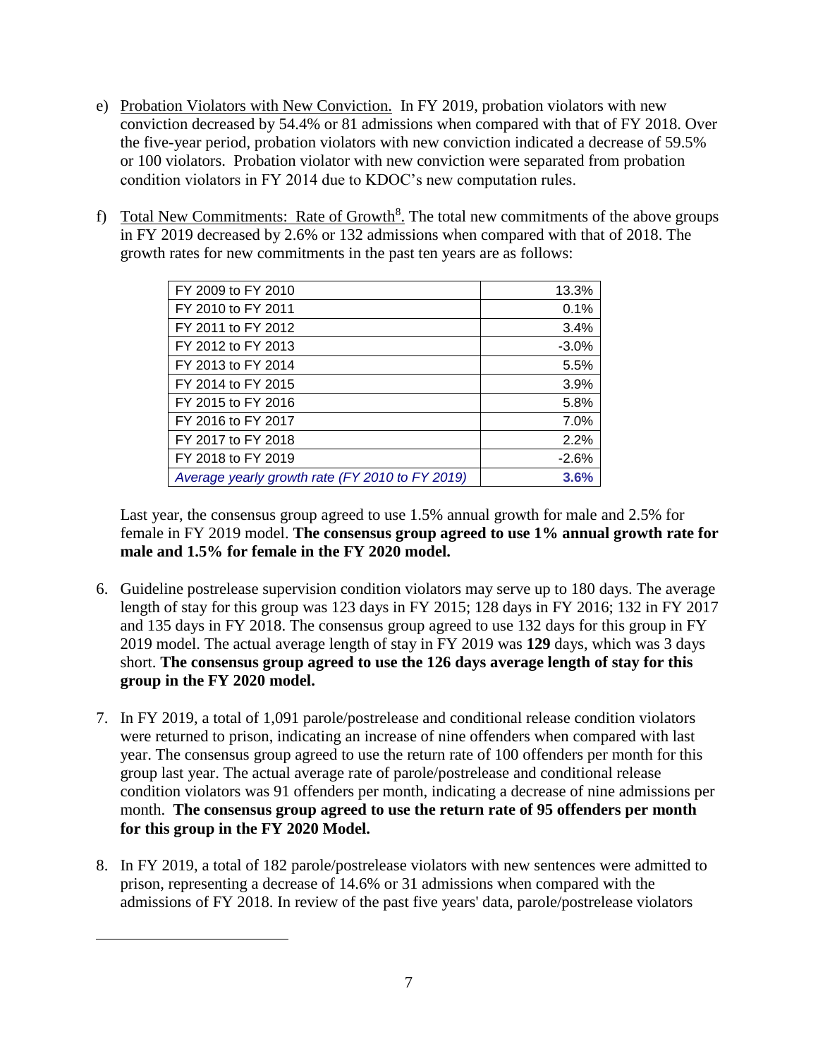e) Probation Violators with New Conviction. In FY 2019, probation violators with new conviction decreased by 54.4% or 81 admissions when compared with that of FY 2018. Over the five-year period, probation violators with new conviction indicated a decrease of 59.5% or 100 violators. Probation violator with new conviction were separated from probation condition violators in FY 2014 due to KDOC's new computation rules.

f) Total New Commitments: Rate of Growth[8]. The total new commitments of the above groups in FY 2019 decreased by 2.6% or 132 admissions when compared with that of 2018. The growth rates for new commitments in the past ten years are as follows:

| | |
|---|---|
| FY 2009 to FY 2010 | 13.3% |
| FY 2010 to FY 2011 | 0.1% |
| FY 2011 to FY 2012 | 3.4% |
| FY 2012 to FY 2013 | -3.0% |
| FY 2013 to FY 2014 | 5.5% |
| FY 2014 to FY 2015 | 3.9% |
| FY 2015 to FY 2016 | 5.8% |
| FY 2016 to FY 2017 | 7.0% |
| FY 2017 to FY 2018 | 2.2% |
| FY 2018 to FY 2019 | -2.6% |
| *Average yearly growth rate (FY 2010 to FY 2019)* | **3.6%** |

Last year, the consensus group agreed to use 1.5% annual growth for male and 2.5% for female in FY 2019 model. **The consensus group agreed to use 1% annual growth rate for male and 1.5% for female in the FY 2020 model.**

6. Guideline postrelease supervision condition violators may serve up to 180 days. The average length of stay for this group was 123 days in FY 2015; 128 days in FY 2016; 132 in FY 2017 and 135 days in FY 2018. The consensus group agreed to use 132 days for this group in FY 2019 model. The actual average length of stay in FY 2019 was **129** days, which was 3 days short. **The consensus group agreed to use the 126 days average length of stay for this group in the FY 2020 model.**

7. In FY 2019, a total of 1,091 parole/postrelease and conditional release condition violators were returned to prison, indicating an increase of nine offenders when compared with last year. The consensus group agreed to use the return rate of 100 offenders per month for this group last year. The actual average rate of parole/postrelease and conditional release condition violators was 91 offenders per month, indicating a decrease of nine admissions per month. **The consensus group agreed to use the return rate of 95 offenders per month for this group in the FY 2020 Model.**

8. In FY 2019, a total of 182 parole/postrelease violators with new sentences were admitted to prison, representing a decrease of 14.6% or 31 admissions when compared with the admissions of FY 2018. In review of the past five years' data, parole/postrelease violators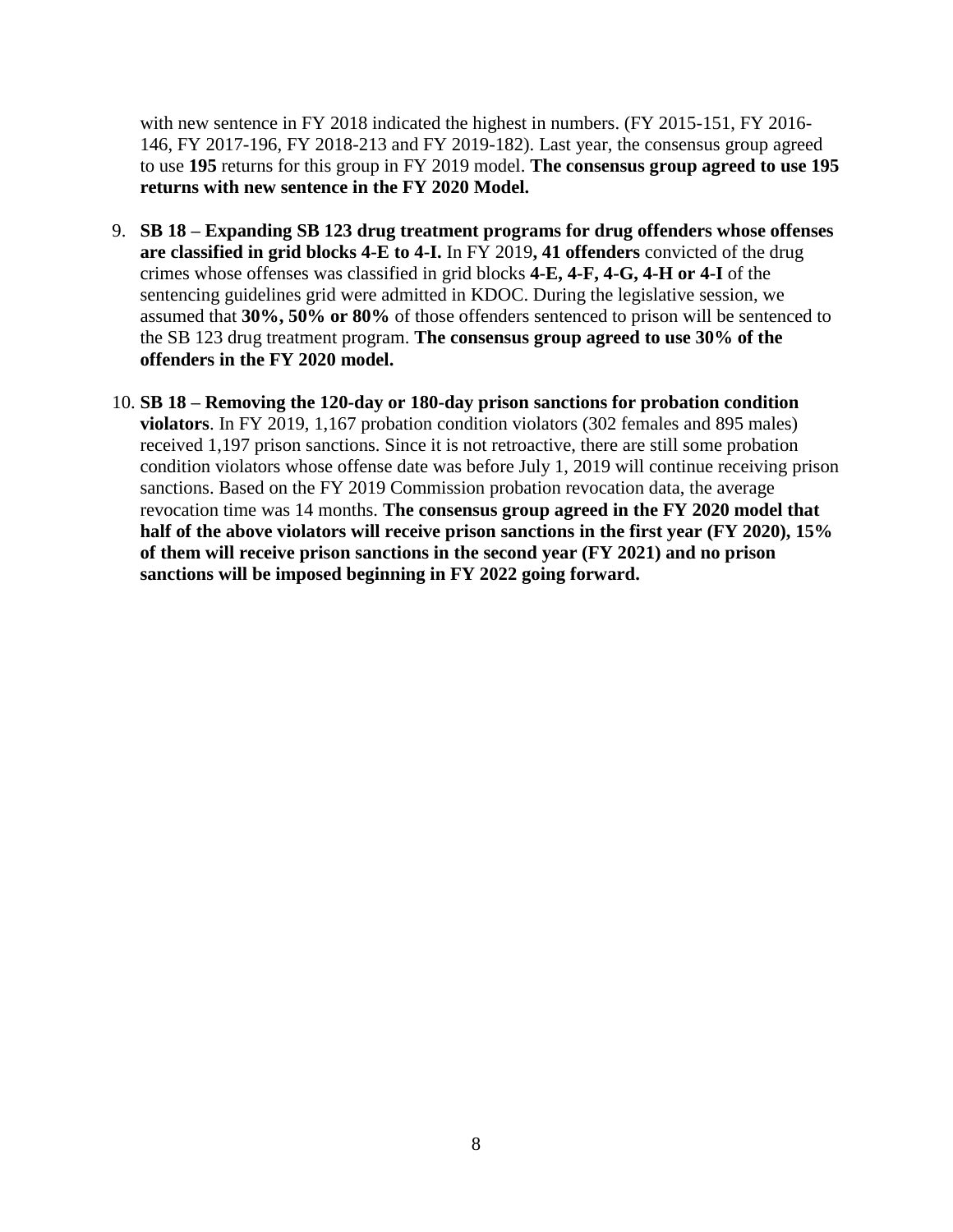with new sentence in FY 2018 indicated the highest in numbers. (FY 2015-151, FY 2016-146, FY 2017-196, FY 2018-213 and FY 2019-182). Last year, the consensus group agreed to use **195** returns for this group in FY 2019 model. **The consensus group agreed to use 195 returns with new sentence in the FY 2020 Model.**

9. **SB 18 – Expanding SB 123 drug treatment programs for drug offenders whose offenses are classified in grid blocks 4-E to 4-I.** In FY 2019**, 41 offenders** convicted of the drug crimes whose offenses was classified in grid blocks **4-E, 4-F, 4-G, 4-H or 4-I** of the sentencing guidelines grid were admitted in KDOC. During the legislative session, we assumed that **30%, 50% or 80%** of those offenders sentenced to prison will be sentenced to the SB 123 drug treatment program. **The consensus group agreed to use 30% of the offenders in the FY 2020 model.**

10. **SB 18 – Removing the 120-day or 180-day prison sanctions for probation condition violators**. In FY 2019, 1,167 probation condition violators (302 females and 895 males) received 1,197 prison sanctions. Since it is not retroactive, there are still some probation condition violators whose offense date was before July 1, 2019 will continue receiving prison sanctions. Based on the FY 2019 Commission probation revocation data, the average revocation time was 14 months. **The consensus group agreed in the FY 2020 model that half of the above violators will receive prison sanctions in the first year (FY 2020), 15% of them will receive prison sanctions in the second year (FY 2021) and no prison sanctions will be imposed beginning in FY 2022 going forward.**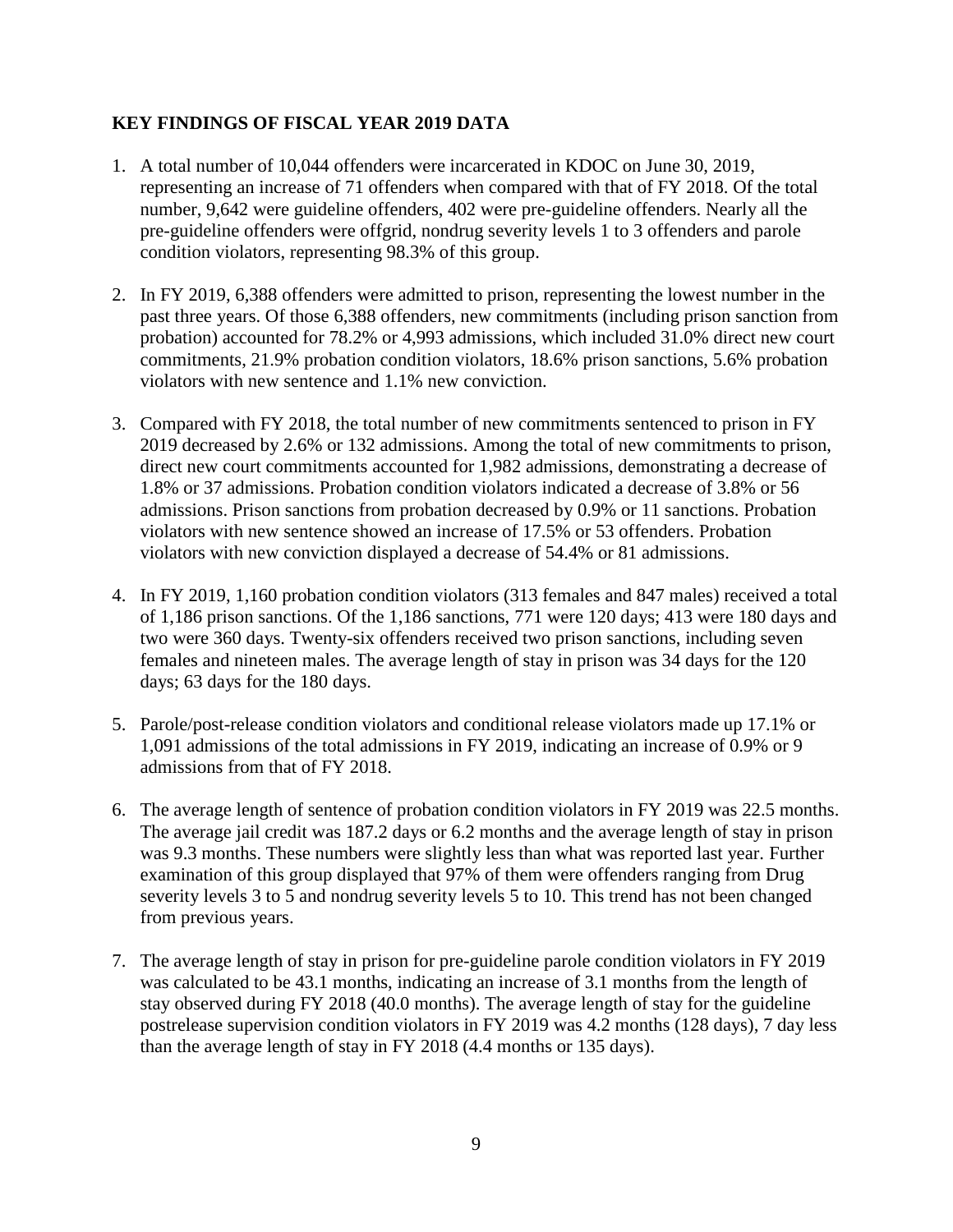## KEY FINDINGS OF FISCAL YEAR 2019 DATA

1. A total number of 10,044 offenders were incarcerated in KDOC on June 30, 2019, representing an increase of 71 offenders when compared with that of FY 2018. Of the total number, 9,642 were guideline offenders, 402 were pre-guideline offenders. Nearly all the pre-guideline offenders were offgrid, nondrug severity levels 1 to 3 offenders and parole condition violators, representing 98.3% of this group.

2. In FY 2019, 6,388 offenders were admitted to prison, representing the lowest number in the past three years. Of those 6,388 offenders, new commitments (including prison sanction from probation) accounted for 78.2% or 4,993 admissions, which included 31.0% direct new court commitments, 21.9% probation condition violators, 18.6% prison sanctions, 5.6% probation violators with new sentence and 1.1% new conviction.

3. Compared with FY 2018, the total number of new commitments sentenced to prison in FY 2019 decreased by 2.6% or 132 admissions. Among the total of new commitments to prison, direct new court commitments accounted for 1,982 admissions, demonstrating a decrease of 1.8% or 37 admissions. Probation condition violators indicated a decrease of 3.8% or 56 admissions. Prison sanctions from probation decreased by 0.9% or 11 sanctions. Probation violators with new sentence showed an increase of 17.5% or 53 offenders. Probation violators with new conviction displayed a decrease of 54.4% or 81 admissions.

4. In FY 2019, 1,160 probation condition violators (313 females and 847 males) received a total of 1,186 prison sanctions. Of the 1,186 sanctions, 771 were 120 days; 413 were 180 days and two were 360 days. Twenty-six offenders received two prison sanctions, including seven females and nineteen males. The average length of stay in prison was 34 days for the 120 days; 63 days for the 180 days.

5. Parole/post-release condition violators and conditional release violators made up 17.1% or 1,091 admissions of the total admissions in FY 2019, indicating an increase of 0.9% or 9 admissions from that of FY 2018.

6. The average length of sentence of probation condition violators in FY 2019 was 22.5 months. The average jail credit was 187.2 days or 6.2 months and the average length of stay in prison was 9.3 months. These numbers were slightly less than what was reported last year. Further examination of this group displayed that 97% of them were offenders ranging from Drug severity levels 3 to 5 and nondrug severity levels 5 to 10. This trend has not been changed from previous years.

7. The average length of stay in prison for pre-guideline parole condition violators in FY 2019 was calculated to be 43.1 months, indicating an increase of 3.1 months from the length of stay observed during FY 2018 (40.0 months). The average length of stay for the guideline postrelease supervision condition violators in FY 2019 was 4.2 months (128 days), 7 day less than the average length of stay in FY 2018 (4.4 months or 135 days).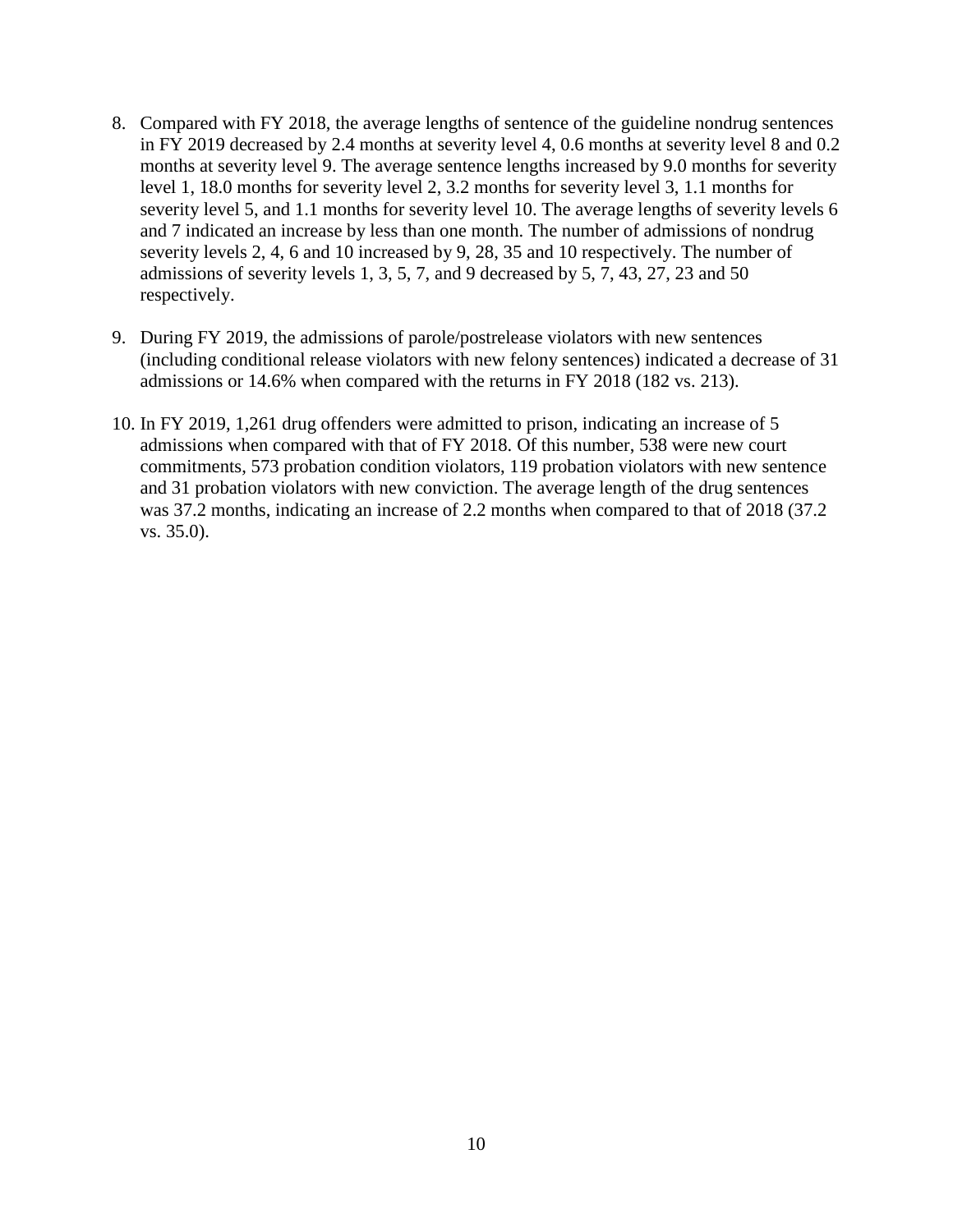8. Compared with FY 2018, the average lengths of sentence of the guideline nondrug sentences in FY 2019 decreased by 2.4 months at severity level 4, 0.6 months at severity level 8 and 0.2 months at severity level 9. The average sentence lengths increased by 9.0 months for severity level 1, 18.0 months for severity level 2, 3.2 months for severity level 3, 1.1 months for severity level 5, and 1.1 months for severity level 10. The average lengths of severity levels 6 and 7 indicated an increase by less than one month. The number of admissions of nondrug severity levels 2, 4, 6 and 10 increased by 9, 28, 35 and 10 respectively. The number of admissions of severity levels 1, 3, 5, 7, and 9 decreased by 5, 7, 43, 27, 23 and 50 respectively.

9. During FY 2019, the admissions of parole/postrelease violators with new sentences (including conditional release violators with new felony sentences) indicated a decrease of 31 admissions or 14.6% when compared with the returns in FY 2018 (182 vs. 213).

10. In FY 2019, 1,261 drug offenders were admitted to prison, indicating an increase of 5 admissions when compared with that of FY 2018. Of this number, 538 were new court commitments, 573 probation condition violators, 119 probation violators with new sentence and 31 probation violators with new conviction. The average length of the drug sentences was 37.2 months, indicating an increase of 2.2 months when compared to that of 2018 (37.2 vs. 35.0).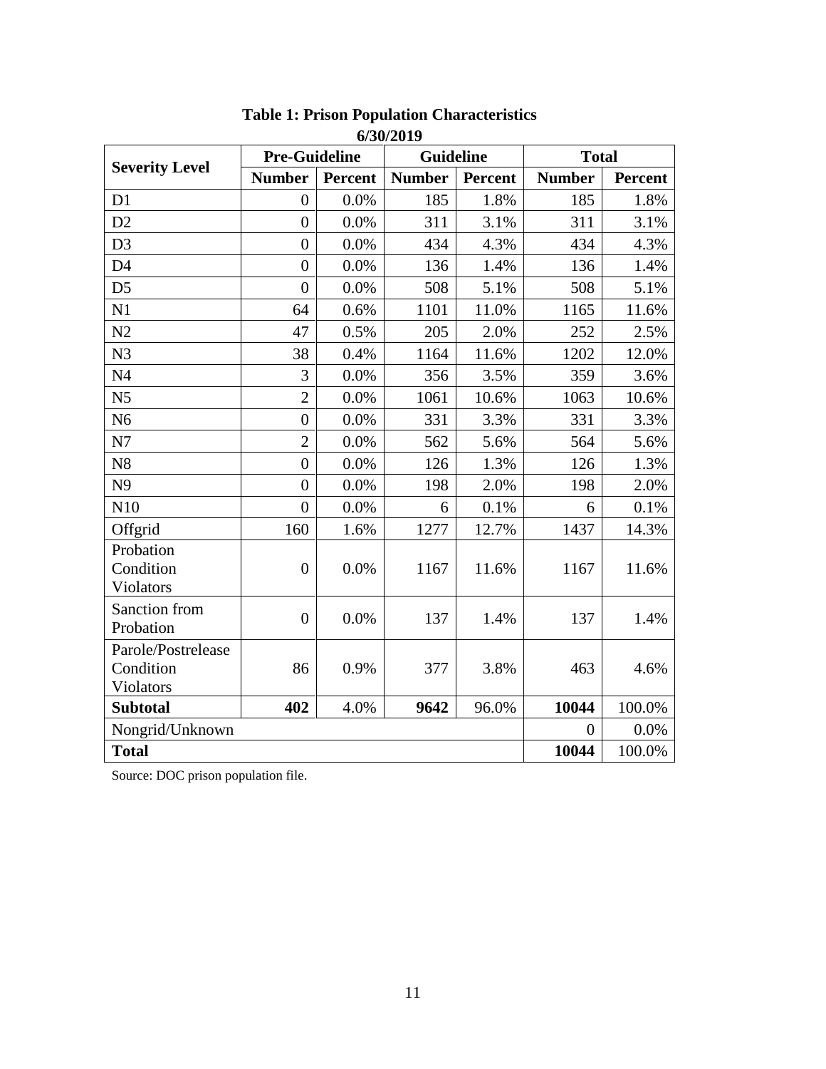**Table 1: Prison Population Characteristics**
**6/30/2019**

| Severity Level | Pre-Guideline | | Guideline | | Total | |
|---|---|---|---|---|---|---|
| | **Number** | **Percent** | **Number** | **Percent** | **Number** | **Percent** |
| D1 | 0 | 0.0% | 185 | 1.8% | 185 | 1.8% |
| D2 | 0 | 0.0% | 311 | 3.1% | 311 | 3.1% |
| D3 | 0 | 0.0% | 434 | 4.3% | 434 | 4.3% |
| D4 | 0 | 0.0% | 136 | 1.4% | 136 | 1.4% |
| D5 | 0 | 0.0% | 508 | 5.1% | 508 | 5.1% |
| N1 | 64 | 0.6% | 1101 | 11.0% | 1165 | 11.6% |
| N2 | 47 | 0.5% | 205 | 2.0% | 252 | 2.5% |
| N3 | 38 | 0.4% | 1164 | 11.6% | 1202 | 12.0% |
| N4 | 3 | 0.0% | 356 | 3.5% | 359 | 3.6% |
| N5 | 2 | 0.0% | 1061 | 10.6% | 1063 | 10.6% |
| N6 | 0 | 0.0% | 331 | 3.3% | 331 | 3.3% |
| N7 | 2 | 0.0% | 562 | 5.6% | 564 | 5.6% |
| N8 | 0 | 0.0% | 126 | 1.3% | 126 | 1.3% |
| N9 | 0 | 0.0% | 198 | 2.0% | 198 | 2.0% |
| N10 | 0 | 0.0% | 6 | 0.1% | 6 | 0.1% |
| Offgrid | 160 | 1.6% | 1277 | 12.7% | 1437 | 14.3% |
| Probation Condition Violators | 0 | 0.0% | 1167 | 11.6% | 1167 | 11.6% |
| Sanction from Probation | 0 | 0.0% | 137 | 1.4% | 137 | 1.4% |
| Parole/Postrelease Condition Violators | 86 | 0.9% | 377 | 3.8% | 463 | 4.6% |
| **Subtotal** | **402** | 4.0% | **9642** | 96.0% | **10044** | 100.0% |
| Nongrid/Unknown | | | | | 0 | 0.0% |
| **Total** | | | | | **10044** | 100.0% |

Source: DOC prison population file.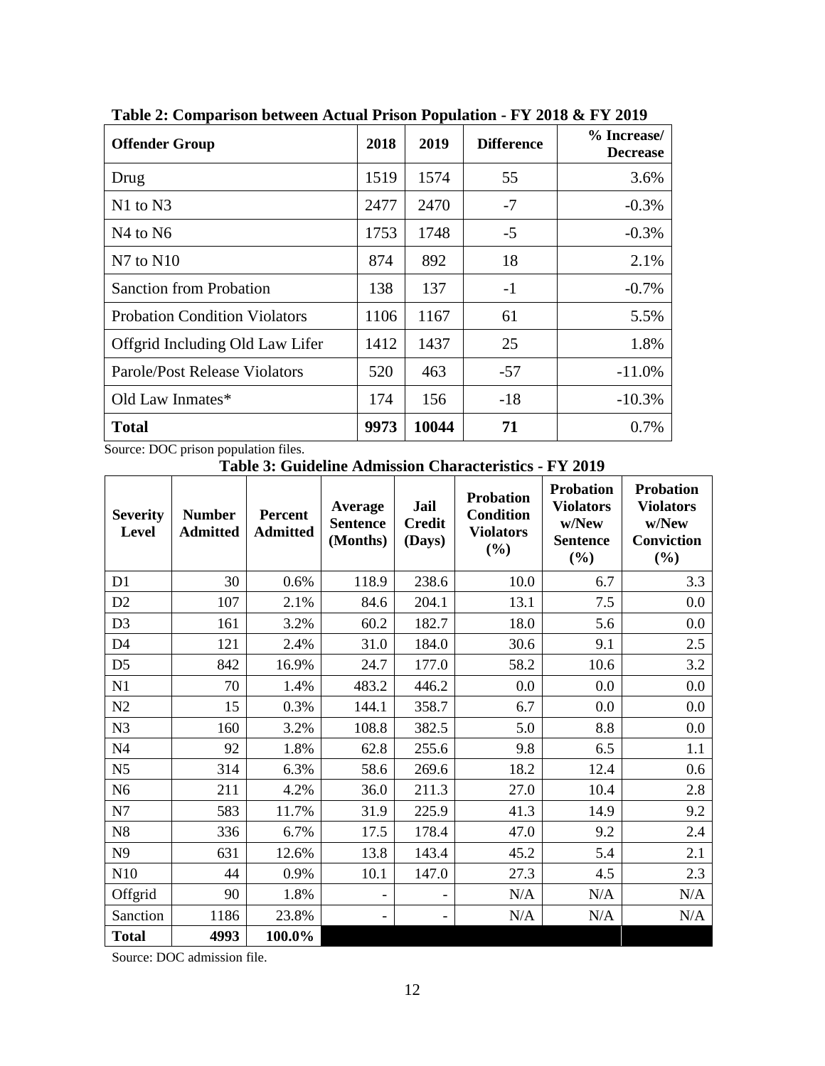**Table 2: Comparison between Actual Prison Population - FY 2018 & FY 2019**

| Offender Group | 2018 | 2019 | Difference | % Increase/ Decrease |
|---|---|---|---|---|
| Drug | 1519 | 1574 | 55 | 3.6% |
| N1 to N3 | 2477 | 2470 | -7 | -0.3% |
| N4 to N6 | 1753 | 1748 | -5 | -0.3% |
| N7 to N10 | 874 | 892 | 18 | 2.1% |
| Sanction from Probation | 138 | 137 | -1 | -0.7% |
| Probation Condition Violators | 1106 | 1167 | 61 | 5.5% |
| Offgrid Including Old Law Lifer | 1412 | 1437 | 25 | 1.8% |
| Parole/Post Release Violators | 520 | 463 | -57 | -11.0% |
| Old Law Inmates* | 174 | 156 | -18 | -10.3% |
| **Total** | **9973** | **10044** | **71** | 0.7% |

Source: DOC prison population files.

**Table 3: Guideline Admission Characteristics - FY 2019**

| Severity Level | Number Admitted | Percent Admitted | Average Sentence (Months) | Jail Credit (Days) | Probation Condition Violators (%) | Probation Violators w/New Sentence (%) | Probation Violators w/New Conviction (%) |
|---|---|---|---|---|---|---|---|
| D1 | 30 | 0.6% | 118.9 | 238.6 | 10.0 | 6.7 | 3.3 |
| D2 | 107 | 2.1% | 84.6 | 204.1 | 13.1 | 7.5 | 0.0 |
| D3 | 161 | 3.2% | 60.2 | 182.7 | 18.0 | 5.6 | 0.0 |
| D4 | 121 | 2.4% | 31.0 | 184.0 | 30.6 | 9.1 | 2.5 |
| D5 | 842 | 16.9% | 24.7 | 177.0 | 58.2 | 10.6 | 3.2 |
| N1 | 70 | 1.4% | 483.2 | 446.2 | 0.0 | 0.0 | 0.0 |
| N2 | 15 | 0.3% | 144.1 | 358.7 | 6.7 | 0.0 | 0.0 |
| N3 | 160 | 3.2% | 108.8 | 382.5 | 5.0 | 8.8 | 0.0 |
| N4 | 92 | 1.8% | 62.8 | 255.6 | 9.8 | 6.5 | 1.1 |
| N5 | 314 | 6.3% | 58.6 | 269.6 | 18.2 | 12.4 | 0.6 |
| N6 | 211 | 4.2% | 36.0 | 211.3 | 27.0 | 10.4 | 2.8 |
| N7 | 583 | 11.7% | 31.9 | 225.9 | 41.3 | 14.9 | 9.2 |
| N8 | 336 | 6.7% | 17.5 | 178.4 | 47.0 | 9.2 | 2.4 |
| N9 | 631 | 12.6% | 13.8 | 143.4 | 45.2 | 5.4 | 2.1 |
| N10 | 44 | 0.9% | 10.1 | 147.0 | 27.3 | 4.5 | 2.3 |
| Offgrid | 90 | 1.8% | - | - | N/A | N/A | N/A |
| Sanction | 1186 | 23.8% | - | - | N/A | N/A | N/A |
| **Total** | **4993** | **100.0%** | | | | | |

Source: DOC admission file.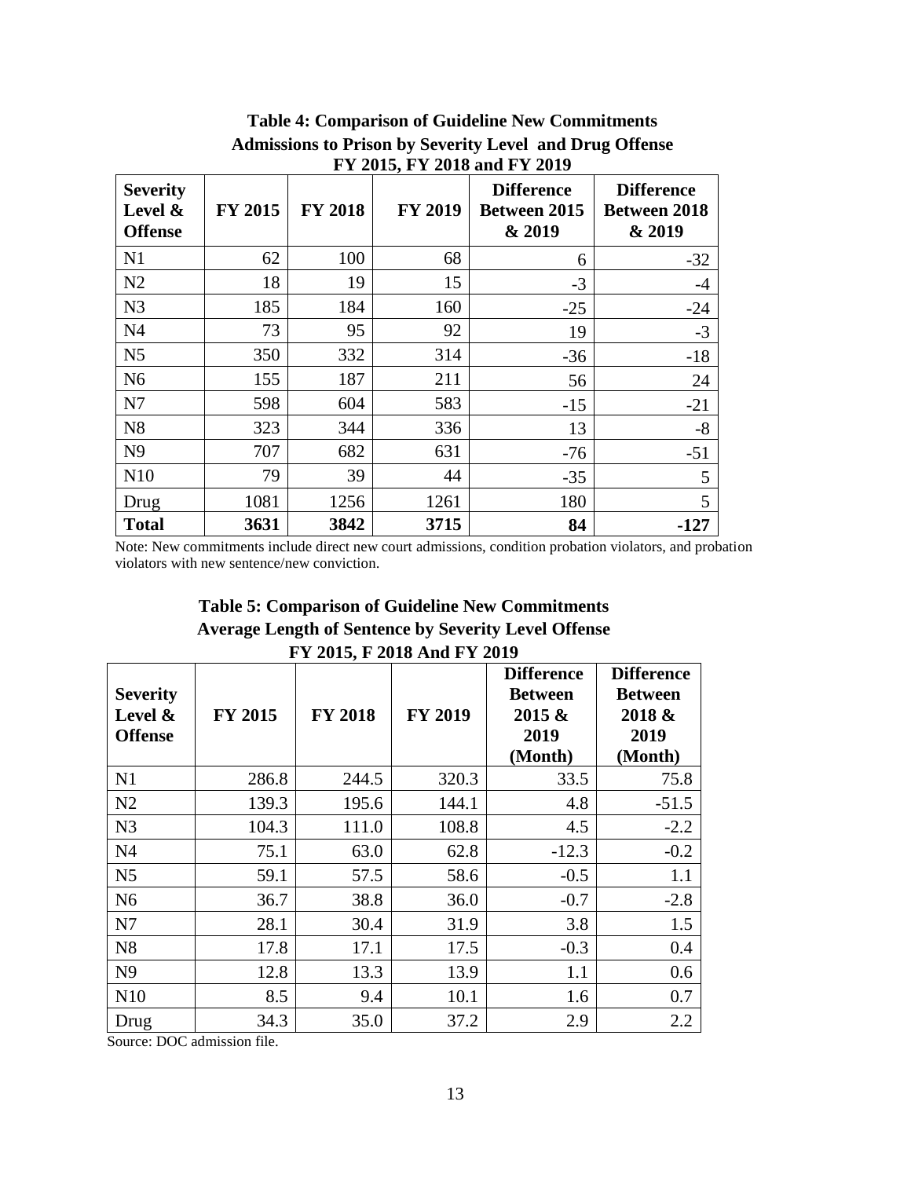**Table 4: Comparison of Guideline New Commitments Admissions to Prison by Severity Level and Drug Offense FY 2015, FY 2018 and FY 2019**

| Severity Level & Offense | FY 2015 | FY 2018 | FY 2019 | Difference Between 2015 & 2019 | Difference Between 2018 & 2019 |
|---|---|---|---|---|---|
| N1 | 62 | 100 | 68 | 6 | -32 |
| N2 | 18 | 19 | 15 | -3 | -4 |
| N3 | 185 | 184 | 160 | -25 | -24 |
| N4 | 73 | 95 | 92 | 19 | -3 |
| N5 | 350 | 332 | 314 | -36 | -18 |
| N6 | 155 | 187 | 211 | 56 | 24 |
| N7 | 598 | 604 | 583 | -15 | -21 |
| N8 | 323 | 344 | 336 | 13 | -8 |
| N9 | 707 | 682 | 631 | -76 | -51 |
| N10 | 79 | 39 | 44 | -35 | 5 |
| Drug | 1081 | 1256 | 1261 | 180 | 5 |
| **Total** | **3631** | **3842** | **3715** | **84** | **-127** |

Note: New commitments include direct new court admissions, condition probation violators, and probation violators with new sentence/new conviction.

**Table 5: Comparison of Guideline New Commitments Average Length of Sentence by Severity Level Offense FY 2015, F 2018 And FY 2019**

| Severity Level & Offense | FY 2015 | FY 2018 | FY 2019 | Difference Between 2015 & 2019 (Month) | Difference Between 2018 & 2019 (Month) |
|---|---|---|---|---|---|
| N1 | 286.8 | 244.5 | 320.3 | 33.5 | 75.8 |
| N2 | 139.3 | 195.6 | 144.1 | 4.8 | -51.5 |
| N3 | 104.3 | 111.0 | 108.8 | 4.5 | -2.2 |
| N4 | 75.1 | 63.0 | 62.8 | -12.3 | -0.2 |
| N5 | 59.1 | 57.5 | 58.6 | -0.5 | 1.1 |
| N6 | 36.7 | 38.8 | 36.0 | -0.7 | -2.8 |
| N7 | 28.1 | 30.4 | 31.9 | 3.8 | 1.5 |
| N8 | 17.8 | 17.1 | 17.5 | -0.3 | 0.4 |
| N9 | 12.8 | 13.3 | 13.9 | 1.1 | 0.6 |
| N10 | 8.5 | 9.4 | 10.1 | 1.6 | 0.7 |
| Drug | 34.3 | 35.0 | 37.2 | 2.9 | 2.2 |

Source: DOC admission file.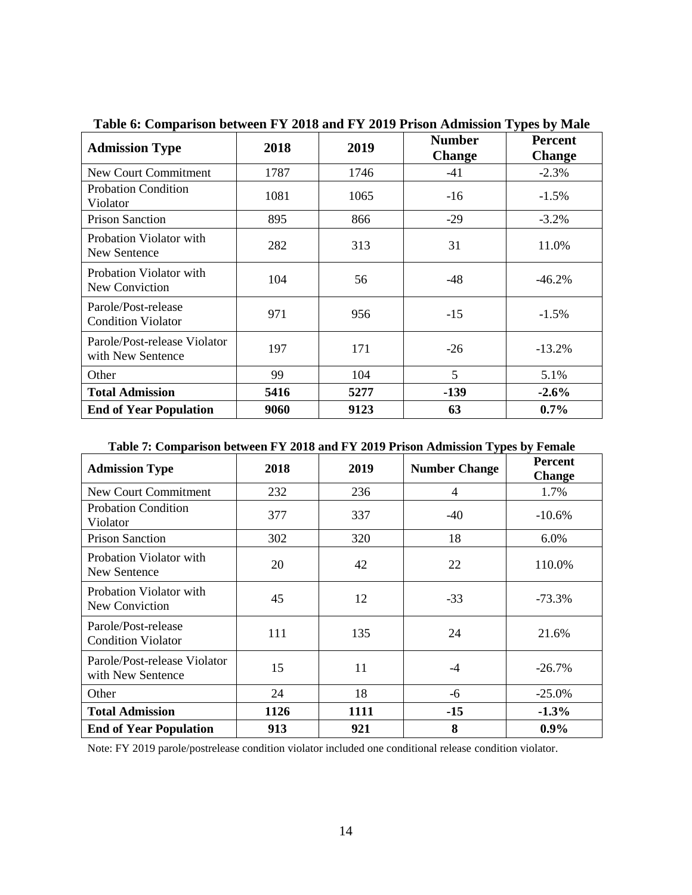**Table 6: Comparison between FY 2018 and FY 2019 Prison Admission Types by Male**

| Admission Type | 2018 | 2019 | Number Change | Percent Change |
|---|---|---|---|---|
| New Court Commitment | 1787 | 1746 | -41 | -2.3% |
| Probation Condition Violator | 1081 | 1065 | -16 | -1.5% |
| Prison Sanction | 895 | 866 | -29 | -3.2% |
| Probation Violator with New Sentence | 282 | 313 | 31 | 11.0% |
| Probation Violator with New Conviction | 104 | 56 | -48 | -46.2% |
| Parole/Post-release Condition Violator | 971 | 956 | -15 | -1.5% |
| Parole/Post-release Violator with New Sentence | 197 | 171 | -26 | -13.2% |
| Other | 99 | 104 | 5 | 5.1% |
| **Total Admission** | **5416** | **5277** | **-139** | **-2.6%** |
| **End of Year Population** | **9060** | **9123** | **63** | **0.7%** |

**Table 7: Comparison between FY 2018 and FY 2019 Prison Admission Types by Female**

| Admission Type | 2018 | 2019 | Number Change | Percent Change |
|---|---|---|---|---|
| New Court Commitment | 232 | 236 | 4 | 1.7% |
| Probation Condition Violator | 377 | 337 | -40 | -10.6% |
| Prison Sanction | 302 | 320 | 18 | 6.0% |
| Probation Violator with New Sentence | 20 | 42 | 22 | 110.0% |
| Probation Violator with New Conviction | 45 | 12 | -33 | -73.3% |
| Parole/Post-release Condition Violator | 111 | 135 | 24 | 21.6% |
| Parole/Post-release Violator with New Sentence | 15 | 11 | -4 | -26.7% |
| Other | 24 | 18 | -6 | -25.0% |
| **Total Admission** | **1126** | **1111** | **-15** | **-1.3%** |
| **End of Year Population** | **913** | **921** | **8** | **0.9%** |

Note: FY 2019 parole/postrelease condition violator included one conditional release condition violator.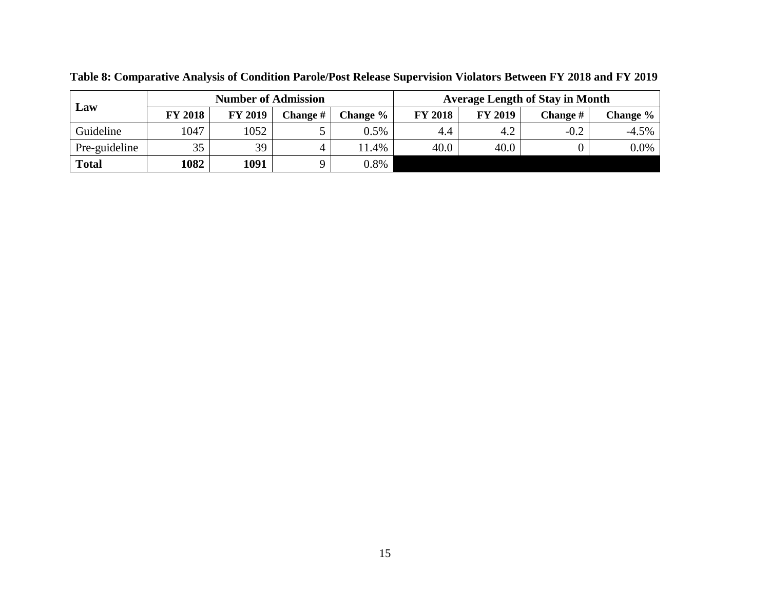**Table 8: Comparative Analysis of Condition Parole/Post Release Supervision Violators Between FY 2018 and FY 2019**

| Law | Number of Admission | | | | Average Length of Stay in Month | | | |
|---|---|---|---|---|---|---|---|---|
| | FY 2018 | FY 2019 | Change # | Change % | FY 2018 | FY 2019 | Change # | Change % |
| Guideline | 1047 | 1052 | 5 | 0.5% | 4.4 | 4.2 | -0.2 | -4.5% |
| Pre-guideline | 35 | 39 | 4 | 11.4% | 40.0 | 40.0 | 0 | 0.0% |
| **Total** | **1082** | **1091** | 9 | 0.8% | | | | |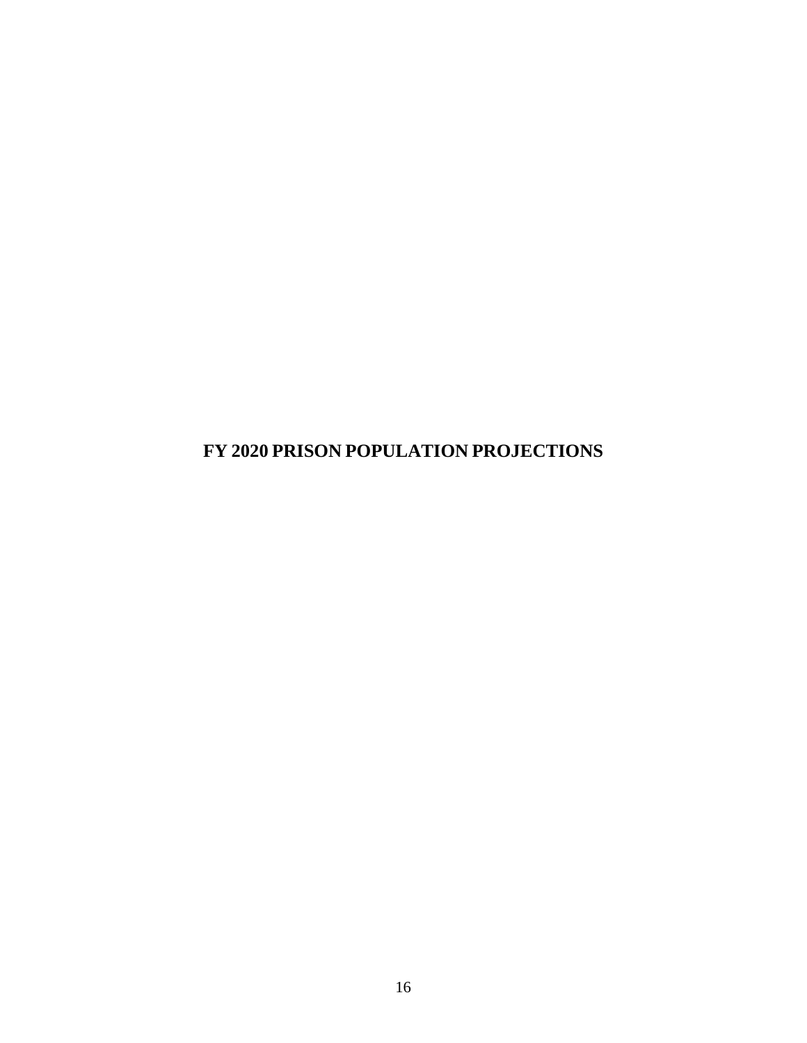# FY 2020 PRISON POPULATION PROJECTIONS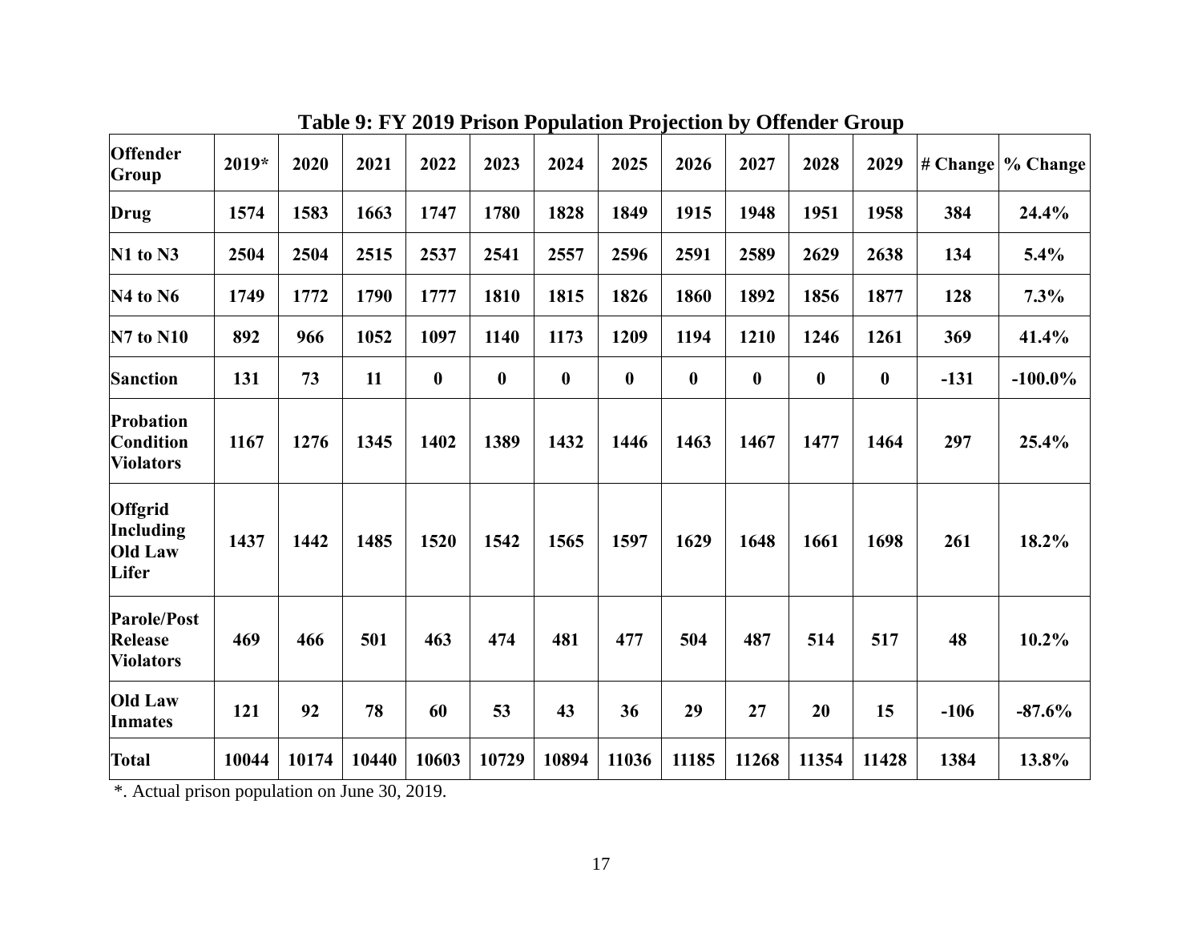**Table 9: FY 2019 Prison Population Projection by Offender Group**

| Offender Group | 2019* | 2020 | 2021 | 2022 | 2023 | 2024 | 2025 | 2026 | 2027 | 2028 | 2029 | # Change | % Change |
|---|---|---|---|---|---|---|---|---|---|---|---|---|---|
| **Drug** | 1574 | 1583 | 1663 | 1747 | 1780 | 1828 | 1849 | 1915 | 1948 | 1951 | 1958 | 384 | 24.4% |
| **N1 to N3** | 2504 | 2504 | 2515 | 2537 | 2541 | 2557 | 2596 | 2591 | 2589 | 2629 | 2638 | 134 | 5.4% |
| **N4 to N6** | 1749 | 1772 | 1790 | 1777 | 1810 | 1815 | 1826 | 1860 | 1892 | 1856 | 1877 | 128 | 7.3% |
| **N7 to N10** | 892 | 966 | 1052 | 1097 | 1140 | 1173 | 1209 | 1194 | 1210 | 1246 | 1261 | 369 | 41.4% |
| **Sanction** | 131 | 73 | 11 | 0 | 0 | 0 | 0 | 0 | 0 | 0 | 0 | -131 | -100.0% |
| **Probation Condition Violators** | 1167 | 1276 | 1345 | 1402 | 1389 | 1432 | 1446 | 1463 | 1467 | 1477 | 1464 | 297 | 25.4% |
| **Offgrid Including Old Law Lifer** | 1437 | 1442 | 1485 | 1520 | 1542 | 1565 | 1597 | 1629 | 1648 | 1661 | 1698 | 261 | 18.2% |
| **Parole/Post Release Violators** | 469 | 466 | 501 | 463 | 474 | 481 | 477 | 504 | 487 | 514 | 517 | 48 | 10.2% |
| **Old Law Inmates** | 121 | 92 | 78 | 60 | 53 | 43 | 36 | 29 | 27 | 20 | 15 | -106 | -87.6% |
| **Total** | 10044 | 10174 | 10440 | 10603 | 10729 | 10894 | 11036 | 11185 | 11268 | 11354 | 11428 | 1384 | 13.8% |

*. Actual prison population on June 30, 2019.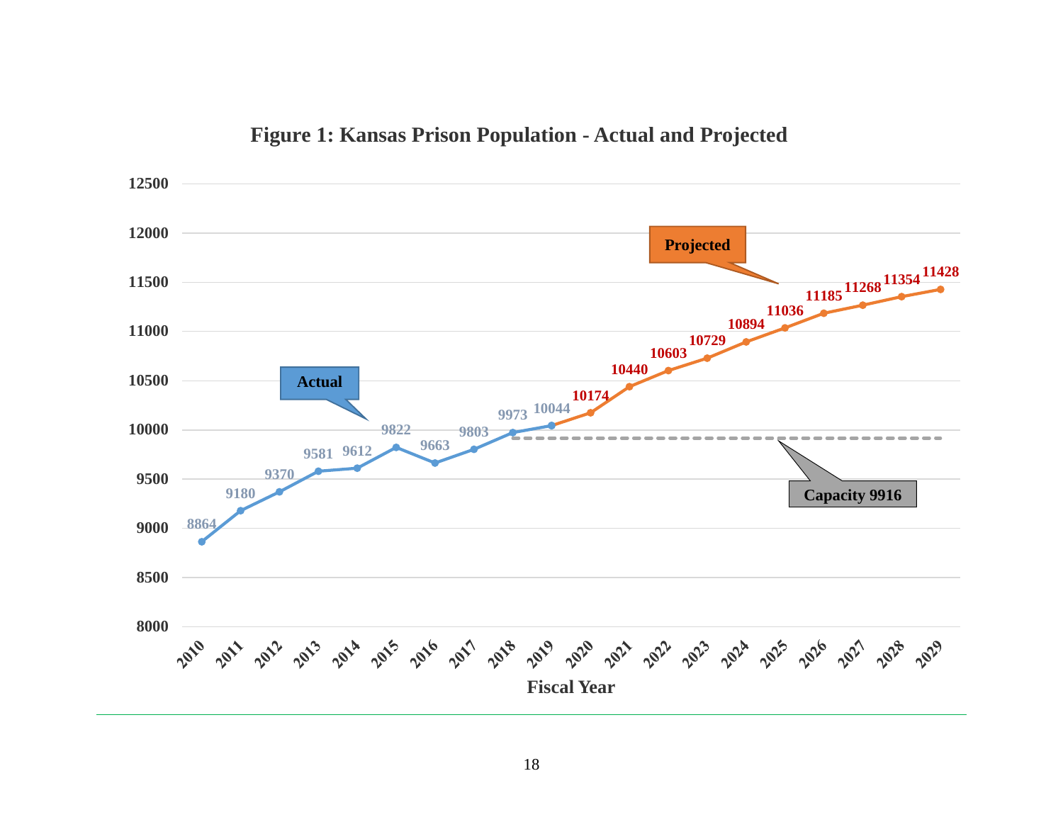**Figure 1: Kansas Prison Population - Actual and Projected**

| Fiscal Year | Population | Type |
|---|---|---|
| 2010 | 8864 | Actual |
| 2011 | 9180 | Actual |
| 2012 | 9370 | Actual |
| 2013 | 9581 | Actual |
| 2014 | 9612 | Actual |
| 2015 | 9822 | Actual |
| 2016 | 9663 | Actual |
| 2017 | 9803 | Actual |
| 2018 | 9973 | Actual |
| 2019 | 10044 | Actual |
| 2020 | 10174 | Projected |
| 2021 | 10440 | Projected |
| 2022 | 10603 | Projected |
| 2023 | 10729 | Projected |
| 2024 | 10894 | Projected |
| 2025 | 11036 | Projected |
| 2026 | 11185 | Projected |
| 2027 | 11268 | Projected |
| 2028 | 11354 | Projected |
| 2029 | 11428 | Projected |

Capacity 9916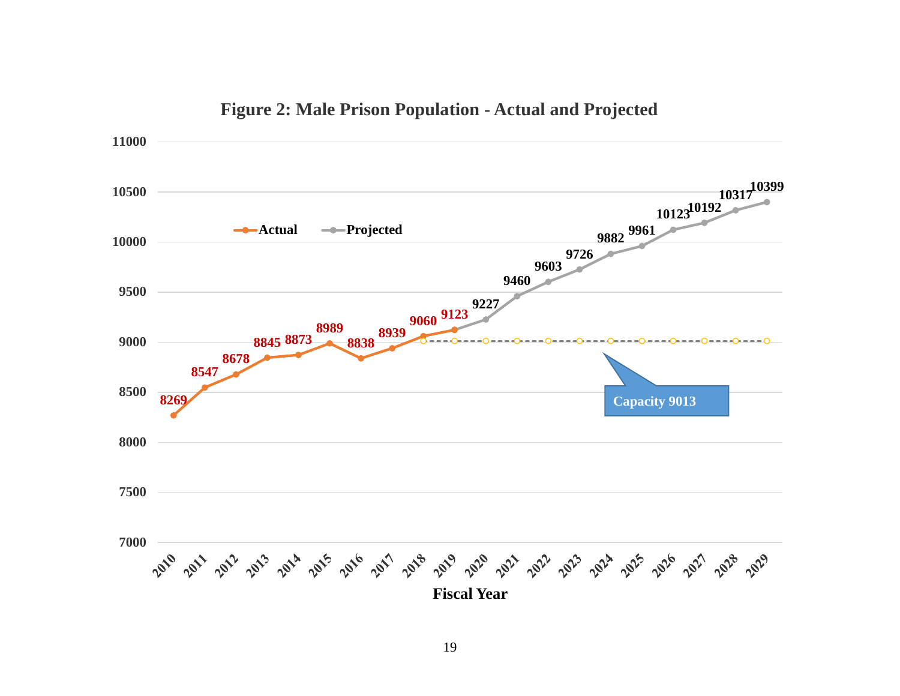**Figure 2: Male Prison Population - Actual and Projected**

| Fiscal Year | Actual | Projected | Capacity |
|---|---|---|---|
| 2010 | 8269 | | |
| 2011 | 8547 | | |
| 2012 | 8678 | | |
| 2013 | 8845 | | |
| 2014 | 8873 | | |
| 2015 | 8989 | | |
| 2016 | 8838 | | |
| 2017 | 8939 | | |
| 2018 | 9060 | | 9013 |
| 2019 | 9123 | | 9013 |
| 2020 | | 9227 | 9013 |
| 2021 | | 9460 | 9013 |
| 2022 | | 9603 | 9013 |
| 2023 | | 9726 | 9013 |
| 2024 | | 9882 | 9013 |
| 2025 | | 9961 | 9013 |
| 2026 | | 10123 | 9013 |
| 2027 | | 10192 | 9013 |
| 2028 | | 10317 | 9013 |
| 2029 | | 10399 | 9013 |

Capacity 9013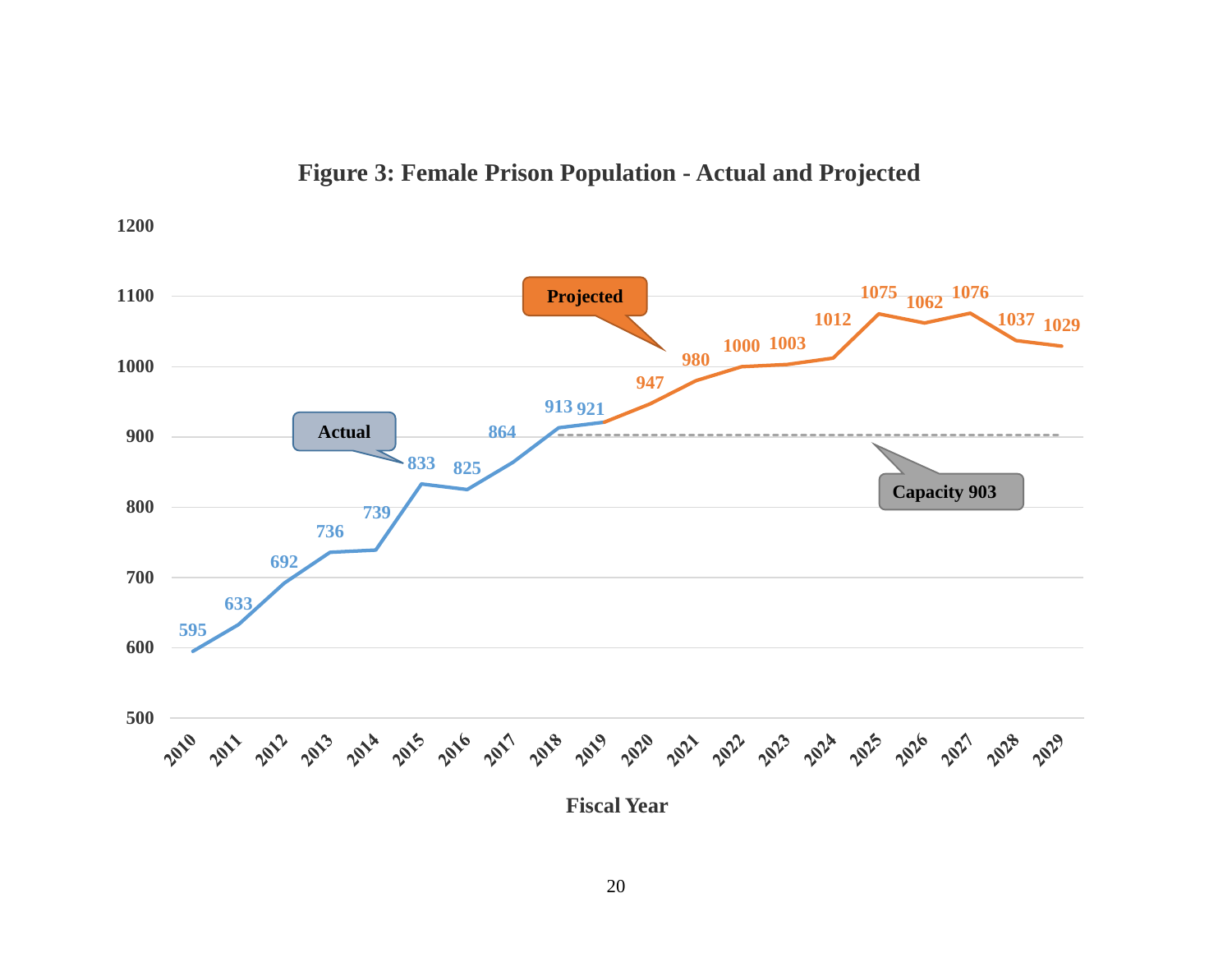**Figure 3: Female Prison Population - Actual and Projected**

| Fiscal Year | Population | Type |
|---|---|---|
| 2010 | 595 | Actual |
| 2011 | 633 | Actual |
| 2012 | 692 | Actual |
| 2013 | 736 | Actual |
| 2014 | 739 | Actual |
| 2015 | 833 | Actual |
| 2016 | 825 | Actual |
| 2017 | 864 | Actual |
| 2018 | 913 | Actual |
| 2019 | 921 | Actual |
| 2020 | 947 | Projected |
| 2021 | 980 | Projected |
| 2022 | 1000 | Projected |
| 2023 | 1003 | Projected |
| 2024 | 1012 | Projected |
| 2025 | 1075 | Projected |
| 2026 | 1062 | Projected |
| 2027 | 1076 | Projected |
| 2028 | 1037 | Projected |
| 2029 | 1029 | Projected |

Capacity 903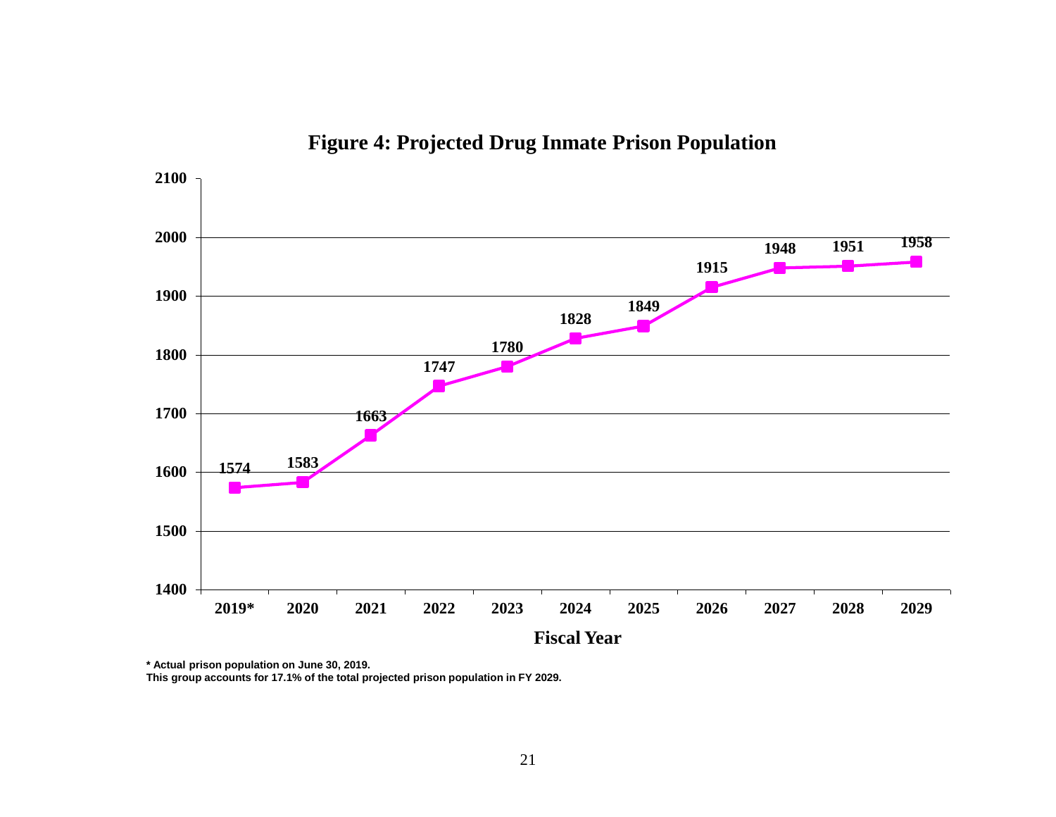**Figure 4: Projected Drug Inmate Prison Population**

| Fiscal Year | Population |
|---|---|
| 2019* | 1574 |
| 2020 | 1583 |
| 2021 | 1663 |
| 2022 | 1747 |
| 2023 | 1780 |
| 2024 | 1828 |
| 2025 | 1849 |
| 2026 | 1915 |
| 2027 | 1948 |
| 2028 | 1951 |
| 2029 | 1958 |

\* Actual prison population on June 30, 2019.
This group accounts for 17.1% of the total projected prison population in FY 2029.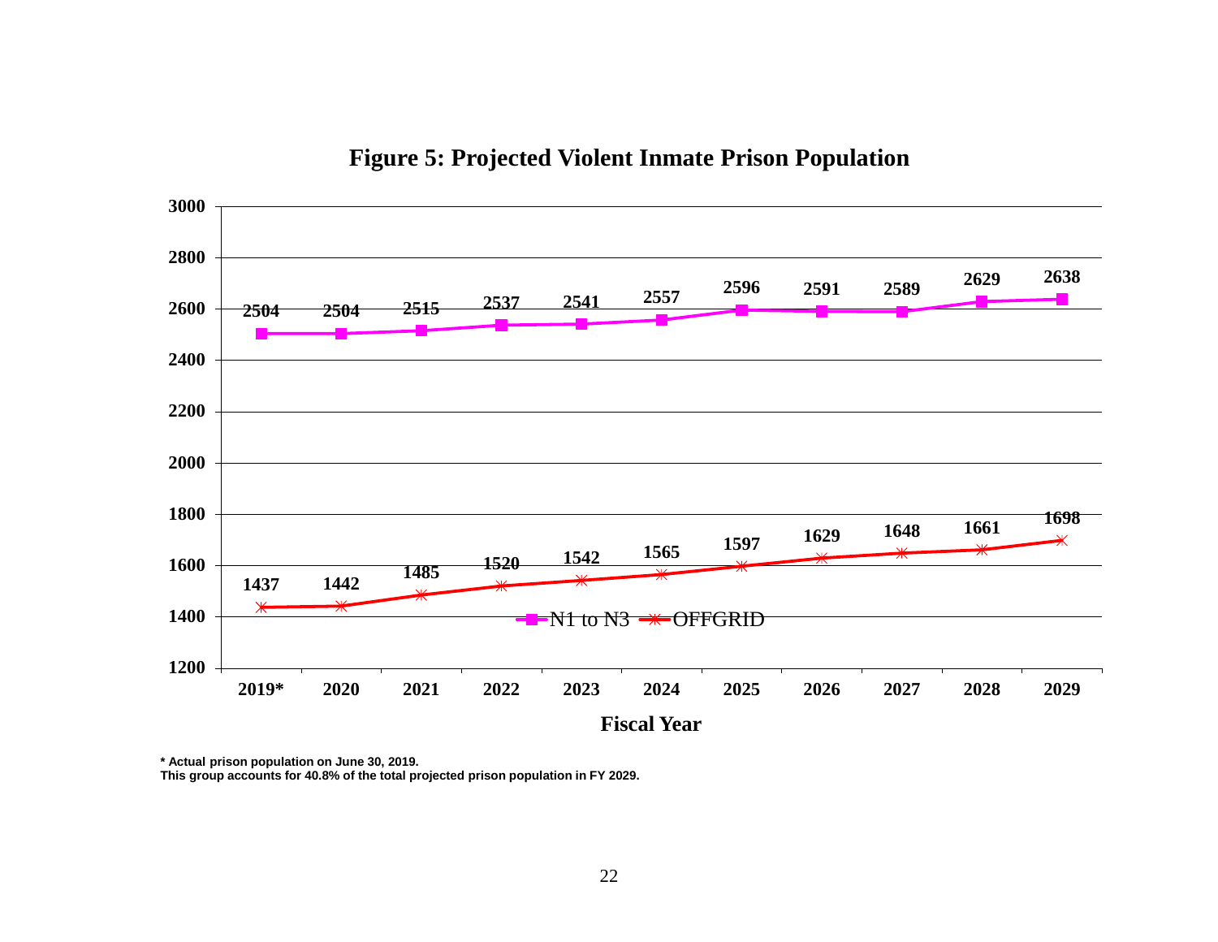## Figure 5: Projected Violent Inmate Prison Population

| Fiscal Year | N1 to N3 | OFFGRID |
|---|---|---|
| 2019* | 2504 | 1437 |
| 2020 | 2504 | 1442 |
| 2021 | 2515 | 1485 |
| 2022 | 2537 | 1520 |
| 2023 | 2541 | 1542 |
| 2024 | 2557 | 1565 |
| 2025 | 2596 | 1597 |
| 2026 | 2591 | 1629 |
| 2027 | 2589 | 1648 |
| 2028 | 2629 | 1661 |
| 2029 | 2638 | 1698 |

**\* Actual prison population on June 30, 2019.**
**This group accounts for 40.8% of the total projected prison population in FY 2029.**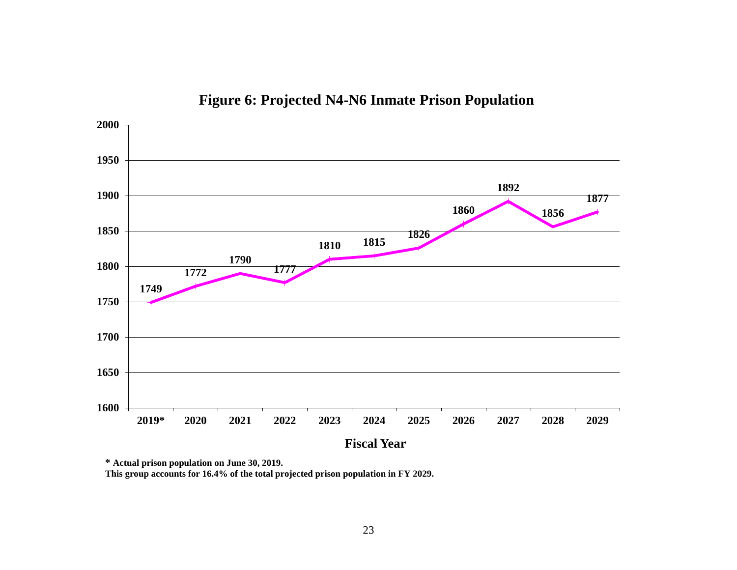**Figure 6: Projected N4-N6 Inmate Prison Population**

| Fiscal Year | Population |
| --- | --- |
| 2019* | 1749 |
| 2020 | 1772 |
| 2021 | 1790 |
| 2022 | 1777 |
| 2023 | 1810 |
| 2024 | 1815 |
| 2025 | 1826 |
| 2026 | 1860 |
| 2027 | 1892 |
| 2028 | 1856 |
| 2029 | 1877 |

**\* Actual prison population on June 30, 2019.**
**This group accounts for 16.4% of the total projected prison population in FY 2029.**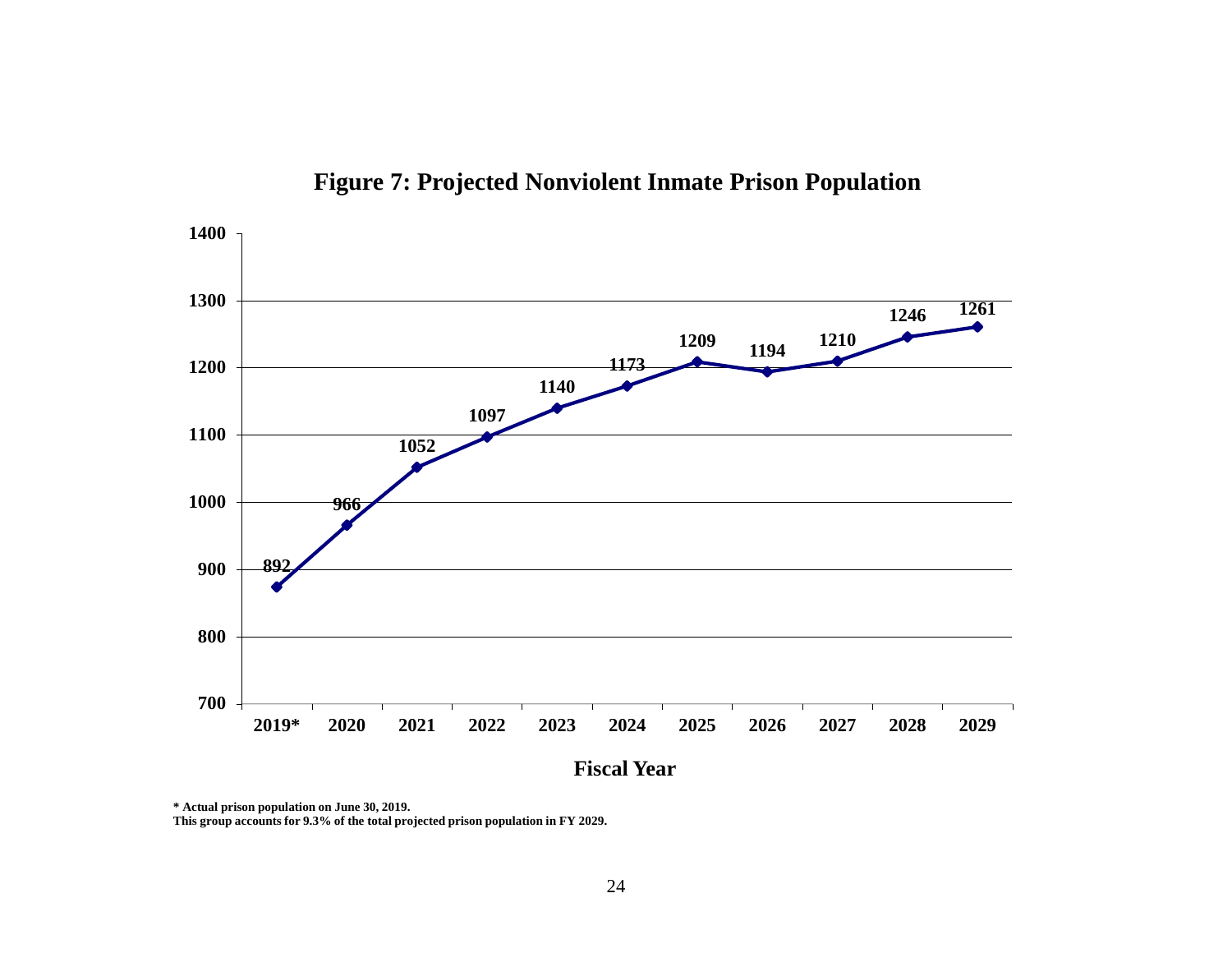# Figure 7: Projected Nonviolent Inmate Prison Population

| Fiscal Year | Population |
|---|---|
| 2019* | 892 |
| 2020 | 966 |
| 2021 | 1052 |
| 2022 | 1097 |
| 2023 | 1140 |
| 2024 | 1173 |
| 2025 | 1209 |
| 2026 | 1194 |
| 2027 | 1210 |
| 2028 | 1246 |
| 2029 | 1261 |

**\* Actual prison population on June 30, 2019.**
**This group accounts for 9.3% of the total projected prison population in FY 2029.**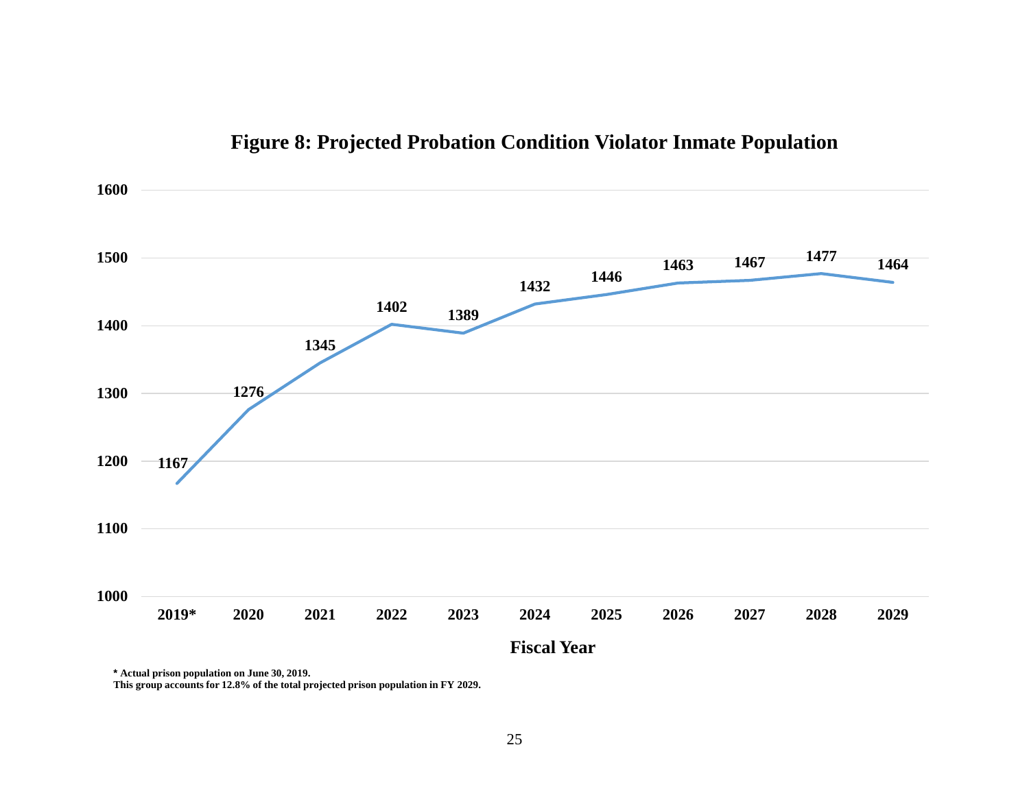**Figure 8: Projected Probation Condition Violator Inmate Population**

| Fiscal Year | Population |
|---|---|
| 2019* | 1167 |
| 2020 | 1276 |
| 2021 | 1345 |
| 2022 | 1402 |
| 2023 | 1389 |
| 2024 | 1432 |
| 2025 | 1446 |
| 2026 | 1463 |
| 2027 | 1467 |
| 2028 | 1477 |
| 2029 | 1464 |

**\* Actual prison population on June 30, 2019.**
**This group accounts for 12.8% of the total projected prison population in FY 2029.**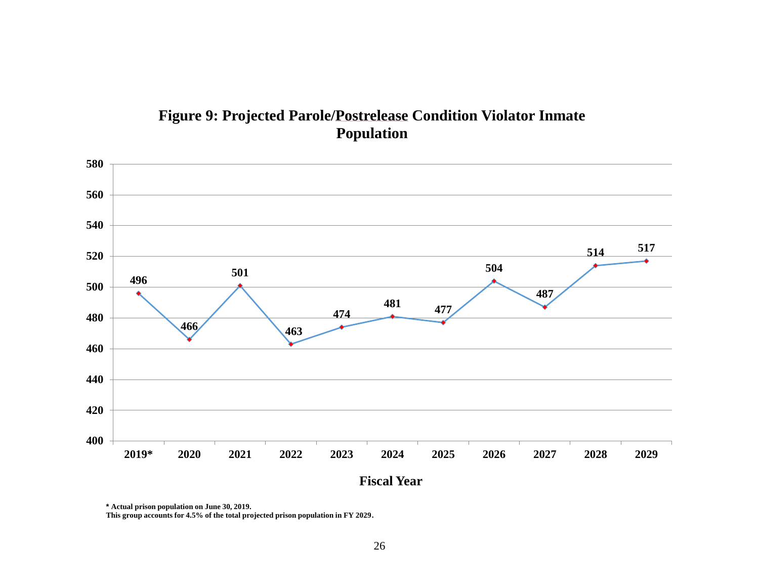**Figure 9: Projected Parole/Postrelease Condition Violator Inmate Population**

| Fiscal Year | 2019* | 2020 | 2021 | 2022 | 2023 | 2024 | 2025 | 2026 | 2027 | 2028 | 2029 |
|---|---|---|---|---|---|---|---|---|---|---|---|
| Population | 496 | 466 | 501 | 463 | 474 | 481 | 477 | 504 | 487 | 514 | 517 |

**\* Actual prison population on June 30, 2019.**
**This group accounts for 4.5% of the total projected prison population in FY 2029.**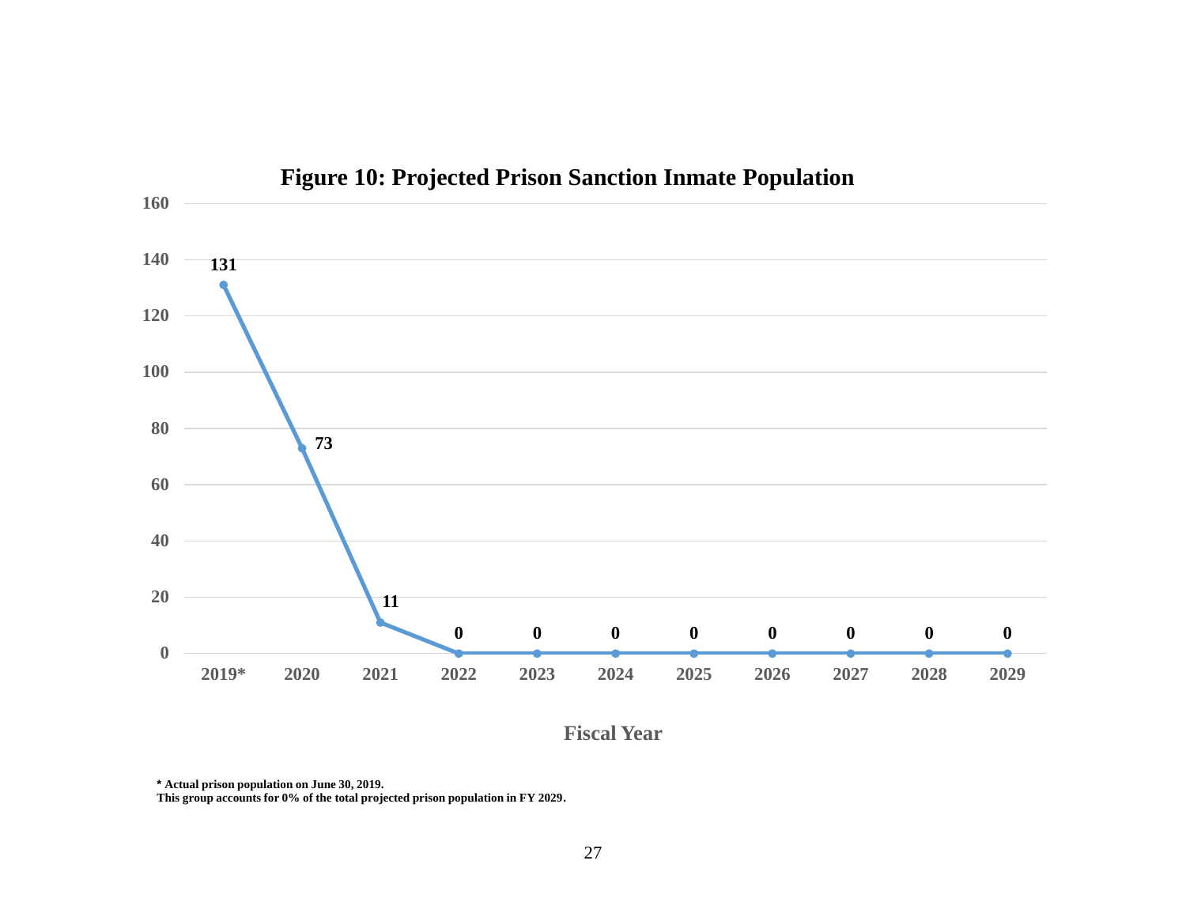**Figure 10: Projected Prison Sanction Inmate Population**

| Fiscal Year | 2019* | 2020 | 2021 | 2022 | 2023 | 2024 | 2025 | 2026 | 2027 | 2028 | 2029 |
|---|---|---|---|---|---|---|---|---|---|---|---|
| Population | 131 | 73 | 11 | 0 | 0 | 0 | 0 | 0 | 0 | 0 | 0 |

**\* Actual prison population on June 30, 2019.**
**This group accounts for 0% of the total projected prison population in FY 2029.**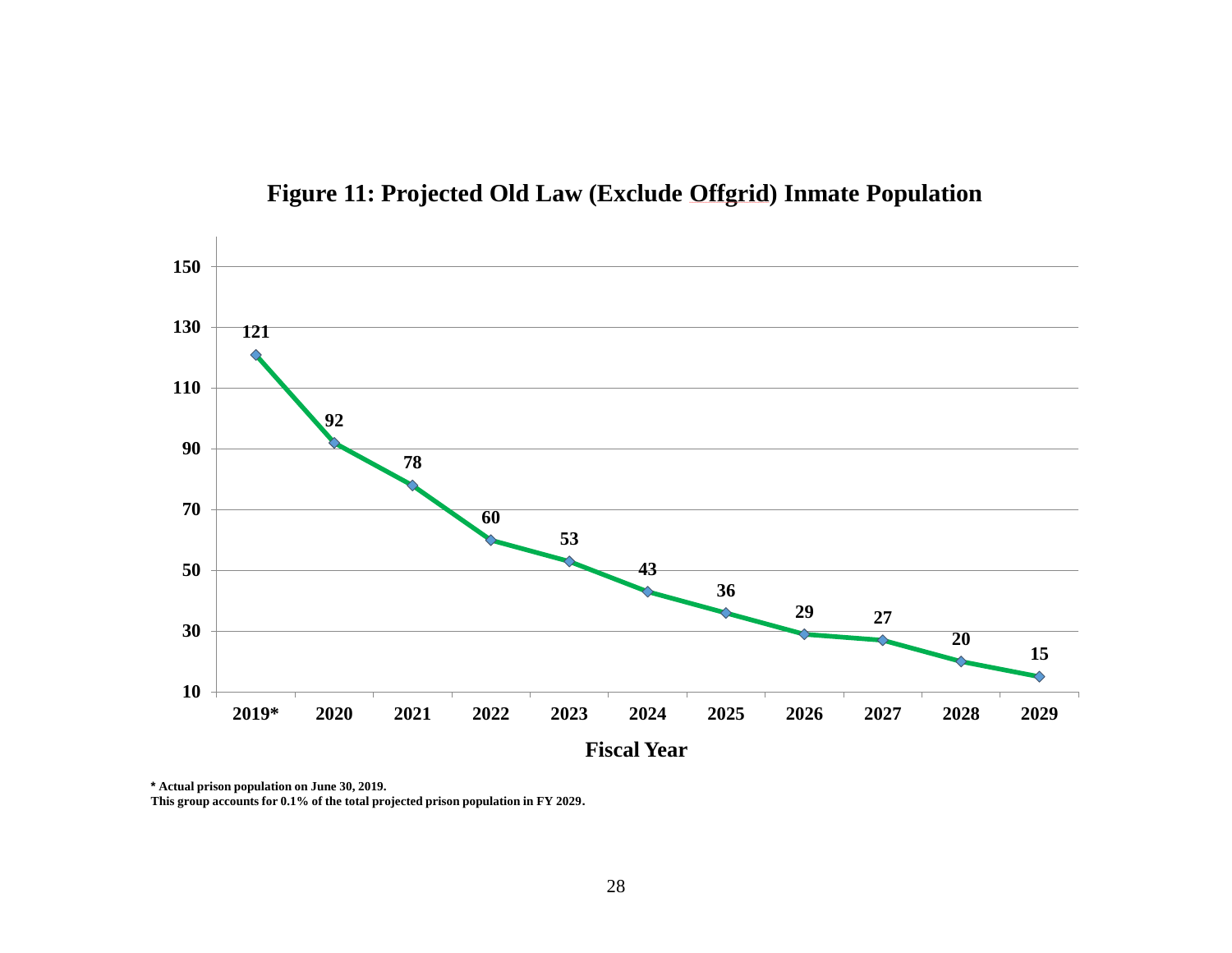## Figure 11: Projected Old Law (Exclude Offgrid) Inmate Population

| Fiscal Year | 2019* | 2020 | 2021 | 2022 | 2023 | 2024 | 2025 | 2026 | 2027 | 2028 | 2029 |
|---|---|---|---|---|---|---|---|---|---|---|---|
| Population | 121 | 92 | 78 | 60 | 53 | 43 | 36 | 29 | 27 | 20 | 15 |

**\* Actual prison population on June 30, 2019.**
**This group accounts for 0.1% of the total projected prison population in FY 2029.**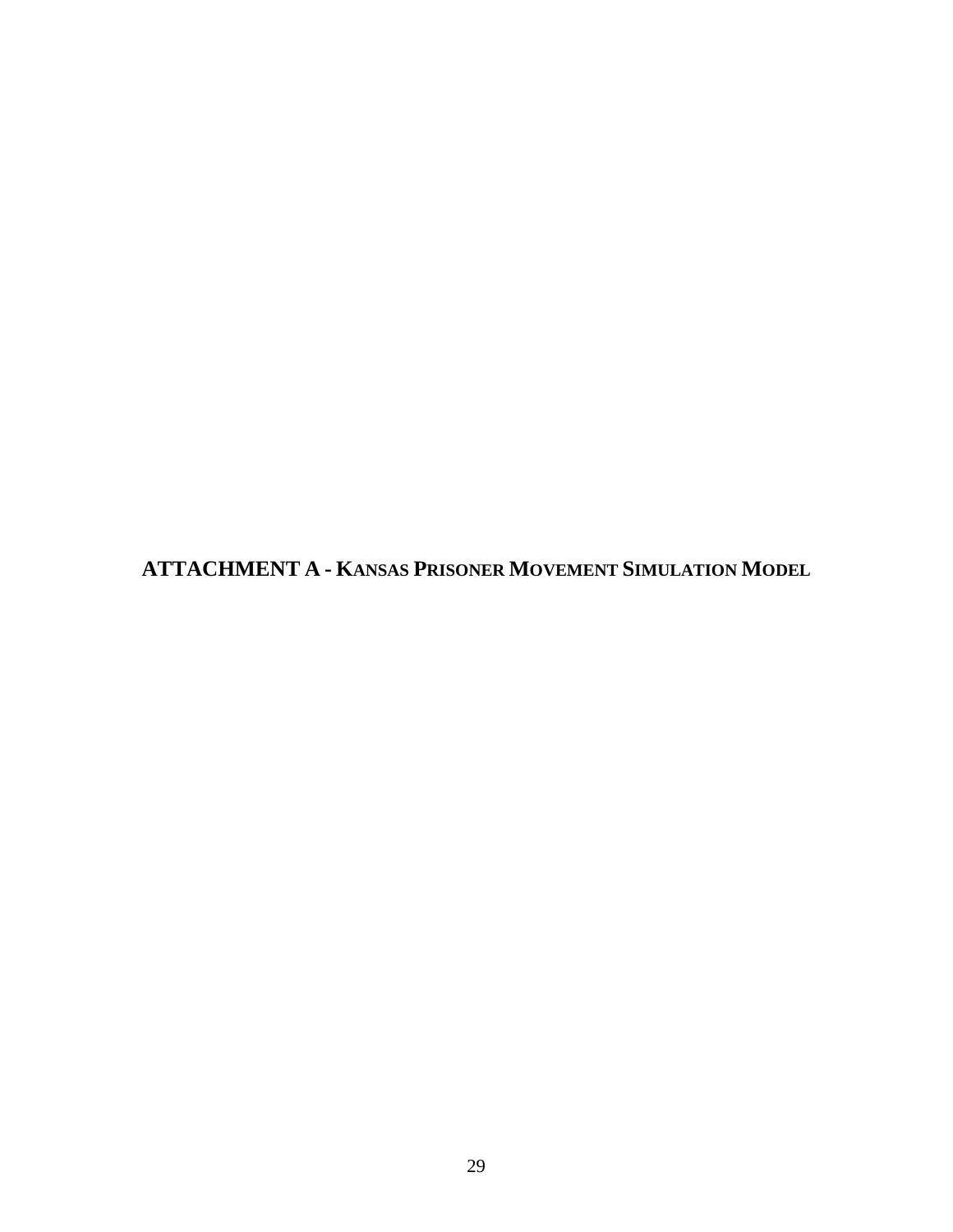# ATTACHMENT A - KANSAS PRISONER MOVEMENT SIMULATION MODEL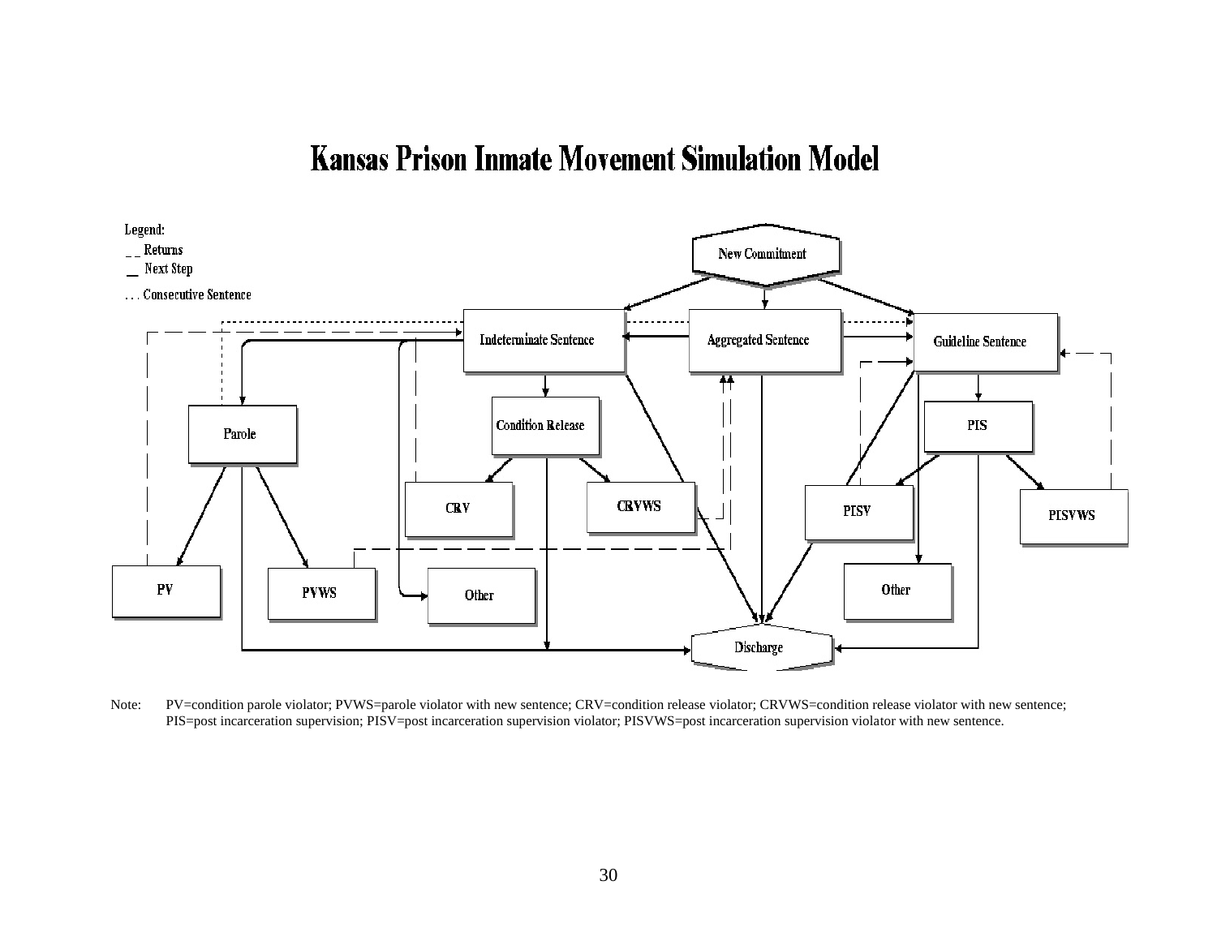# Kansas Prison Inmate Movement Simulation Model

Legend:
_ _ Returns
__ Next Step
. . . Consecutive Sentence

New Commitment

Indeterminate Sentence

Aggregated Sentence

Guideline Sentence

Parole

Condition Release

PIS

CRV

CRVWS

PISV

PISVWS

PV

PVWS

Other

Other

Discharge

Note: PV=condition parole violator; PVWS=parole violator with new sentence; CRV=condition release violator; CRVWS=condition release violator with new sentence; PIS=post incarceration supervision; PISV=post incarceration supervision violator; PISVWS=post incarceration supervision violator with new sentence.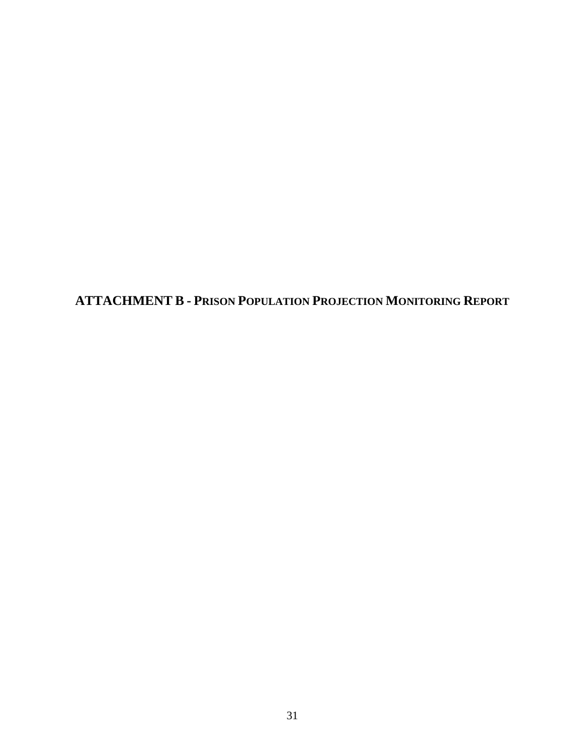# ATTACHMENT B - PRISON POPULATION PROJECTION MONITORING REPORT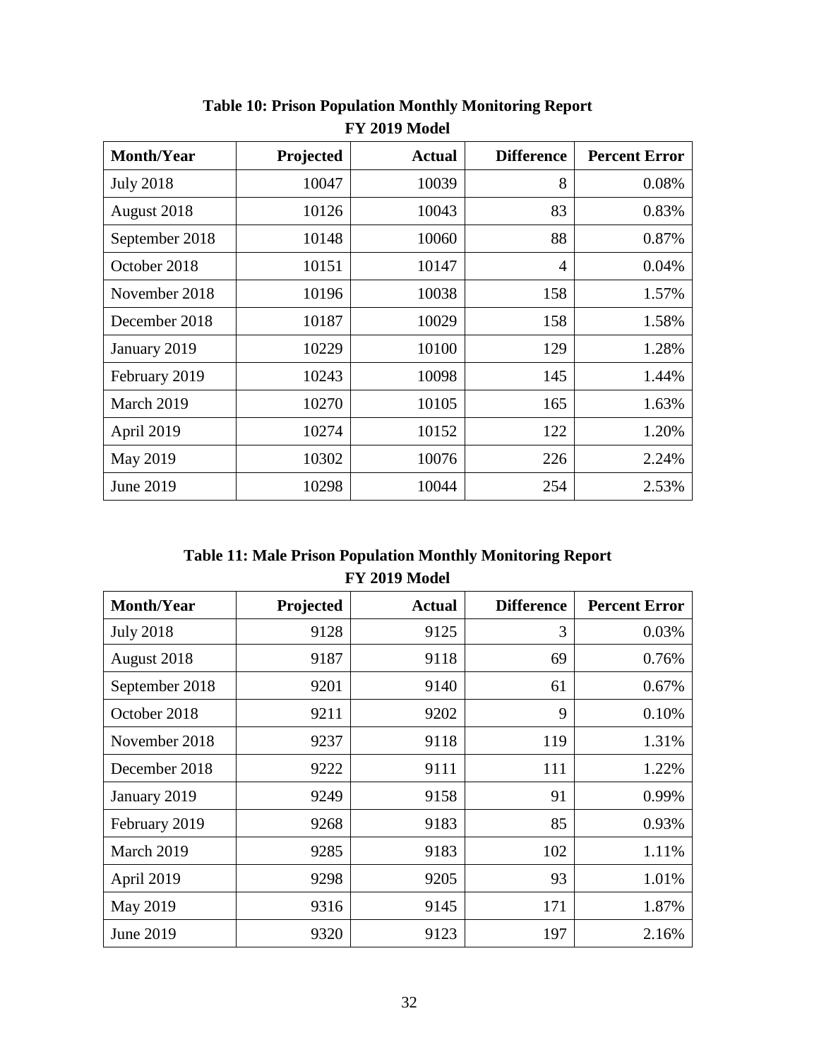**Table 10: Prison Population Monthly Monitoring Report**
**FY 2019 Model**

| Month/Year | Projected | Actual | Difference | Percent Error |
|---|---:|---:|---:|---:|
| July 2018 | 10047 | 10039 | 8 | 0.08% |
| August 2018 | 10126 | 10043 | 83 | 0.83% |
| September 2018 | 10148 | 10060 | 88 | 0.87% |
| October 2018 | 10151 | 10147 | 4 | 0.04% |
| November 2018 | 10196 | 10038 | 158 | 1.57% |
| December 2018 | 10187 | 10029 | 158 | 1.58% |
| January 2019 | 10229 | 10100 | 129 | 1.28% |
| February 2019 | 10243 | 10098 | 145 | 1.44% |
| March 2019 | 10270 | 10105 | 165 | 1.63% |
| April 2019 | 10274 | 10152 | 122 | 1.20% |
| May 2019 | 10302 | 10076 | 226 | 2.24% |
| June 2019 | 10298 | 10044 | 254 | 2.53% |

**Table 11: Male Prison Population Monthly Monitoring Report**
**FY 2019 Model**

| Month/Year | Projected | Actual | Difference | Percent Error |
|---|---:|---:|---:|---:|
| July 2018 | 9128 | 9125 | 3 | 0.03% |
| August 2018 | 9187 | 9118 | 69 | 0.76% |
| September 2018 | 9201 | 9140 | 61 | 0.67% |
| October 2018 | 9211 | 9202 | 9 | 0.10% |
| November 2018 | 9237 | 9118 | 119 | 1.31% |
| December 2018 | 9222 | 9111 | 111 | 1.22% |
| January 2019 | 9249 | 9158 | 91 | 0.99% |
| February 2019 | 9268 | 9183 | 85 | 0.93% |
| March 2019 | 9285 | 9183 | 102 | 1.11% |
| April 2019 | 9298 | 9205 | 93 | 1.01% |
| May 2019 | 9316 | 9145 | 171 | 1.87% |
| June 2019 | 9320 | 9123 | 197 | 2.16% |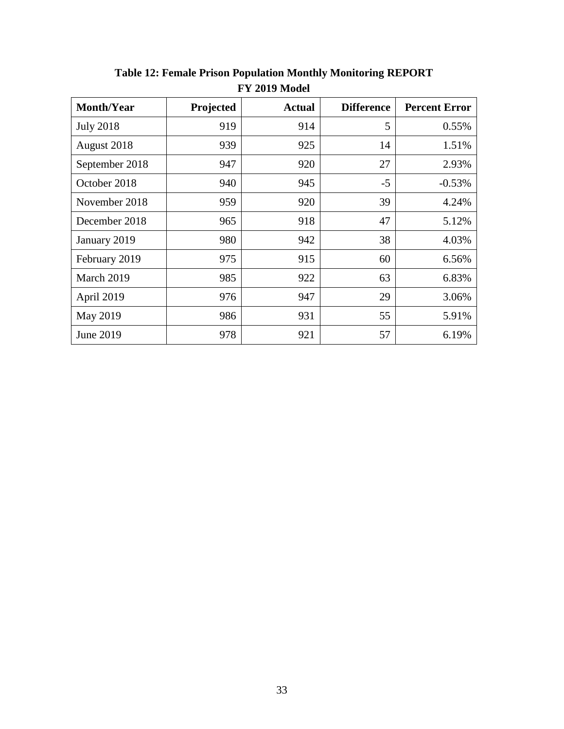**Table 12: Female Prison Population Monthly Monitoring REPORT**
**FY 2019 Model**

| Month/Year | Projected | Actual | Difference | Percent Error |
|---|---|---|---|---|
| July 2018 | 919 | 914 | 5 | 0.55% |
| August 2018 | 939 | 925 | 14 | 1.51% |
| September 2018 | 947 | 920 | 27 | 2.93% |
| October 2018 | 940 | 945 | -5 | -0.53% |
| November 2018 | 959 | 920 | 39 | 4.24% |
| December 2018 | 965 | 918 | 47 | 5.12% |
| January 2019 | 980 | 942 | 38 | 4.03% |
| February 2019 | 975 | 915 | 60 | 6.56% |
| March 2019 | 985 | 922 | 63 | 6.83% |
| April 2019 | 976 | 947 | 29 | 3.06% |
| May 2019 | 986 | 931 | 55 | 5.91% |
| June 2019 | 978 | 921 | 57 | 6.19% |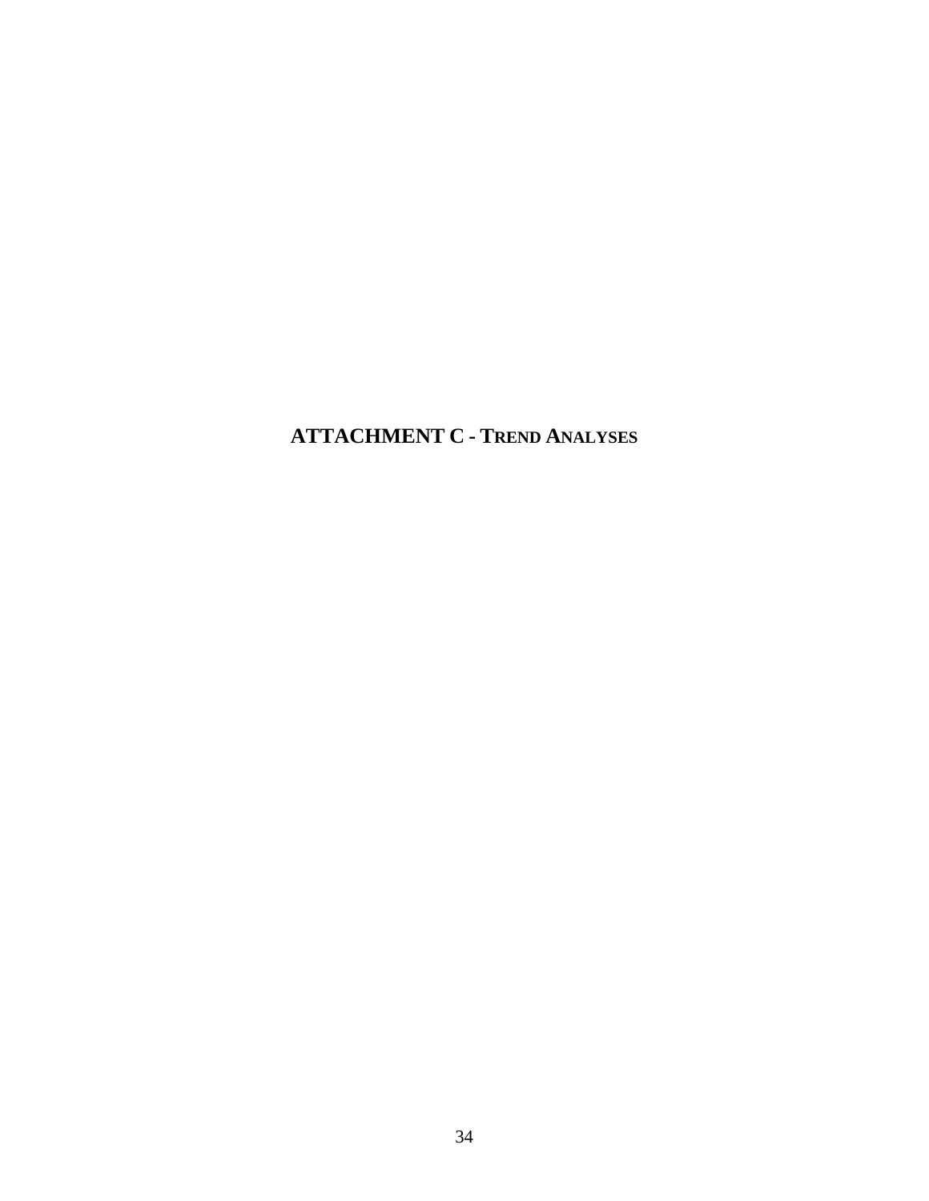# ATTACHMENT C - TREND ANALYSES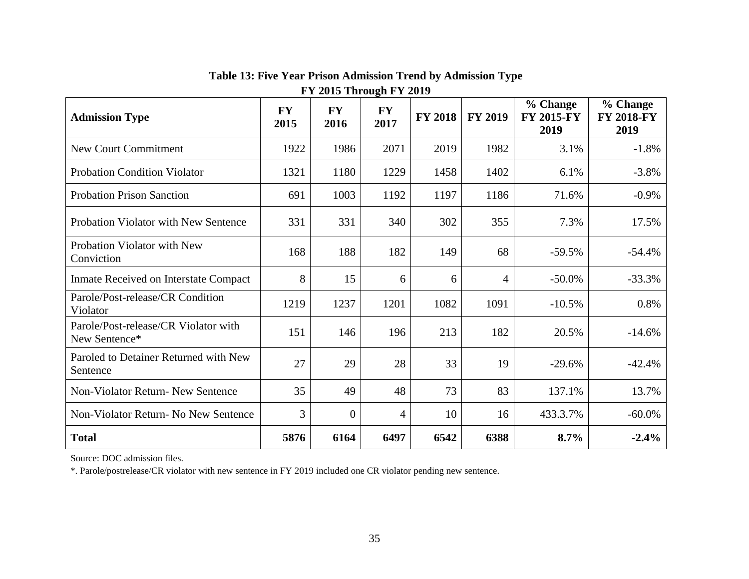**Table 13: Five Year Prison Admission Trend by Admission Type**
**FY 2015 Through FY 2019**

| Admission Type | FY 2015 | FY 2016 | FY 2017 | FY 2018 | FY 2019 | % Change FY 2015-FY 2019 | % Change FY 2018-FY 2019 |
|---|---|---|---|---|---|---|---|
| New Court Commitment | 1922 | 1986 | 2071 | 2019 | 1982 | 3.1% | -1.8% |
| Probation Condition Violator | 1321 | 1180 | 1229 | 1458 | 1402 | 6.1% | -3.8% |
| Probation Prison Sanction | 691 | 1003 | 1192 | 1197 | 1186 | 71.6% | -0.9% |
| Probation Violator with New Sentence | 331 | 331 | 340 | 302 | 355 | 7.3% | 17.5% |
| Probation Violator with New Conviction | 168 | 188 | 182 | 149 | 68 | -59.5% | -54.4% |
| Inmate Received on Interstate Compact | 8 | 15 | 6 | 6 | 4 | -50.0% | -33.3% |
| Parole/Post-release/CR Condition Violator | 1219 | 1237 | 1201 | 1082 | 1091 | -10.5% | 0.8% |
| Parole/Post-release/CR Violator with New Sentence* | 151 | 146 | 196 | 213 | 182 | 20.5% | -14.6% |
| Paroled to Detainer Returned with New Sentence | 27 | 29 | 28 | 33 | 19 | -29.6% | -42.4% |
| Non-Violator Return- New Sentence | 35 | 49 | 48 | 73 | 83 | 137.1% | 13.7% |
| Non-Violator Return- No New Sentence | 3 | 0 | 4 | 10 | 16 | 433.3.7% | -60.0% |
| **Total** | **5876** | **6164** | **6497** | **6542** | **6388** | **8.7%** | **-2.4%** |

Source: DOC admission files.

*. Parole/postrelease/CR violator with new sentence in FY 2019 included one CR violator pending new sentence.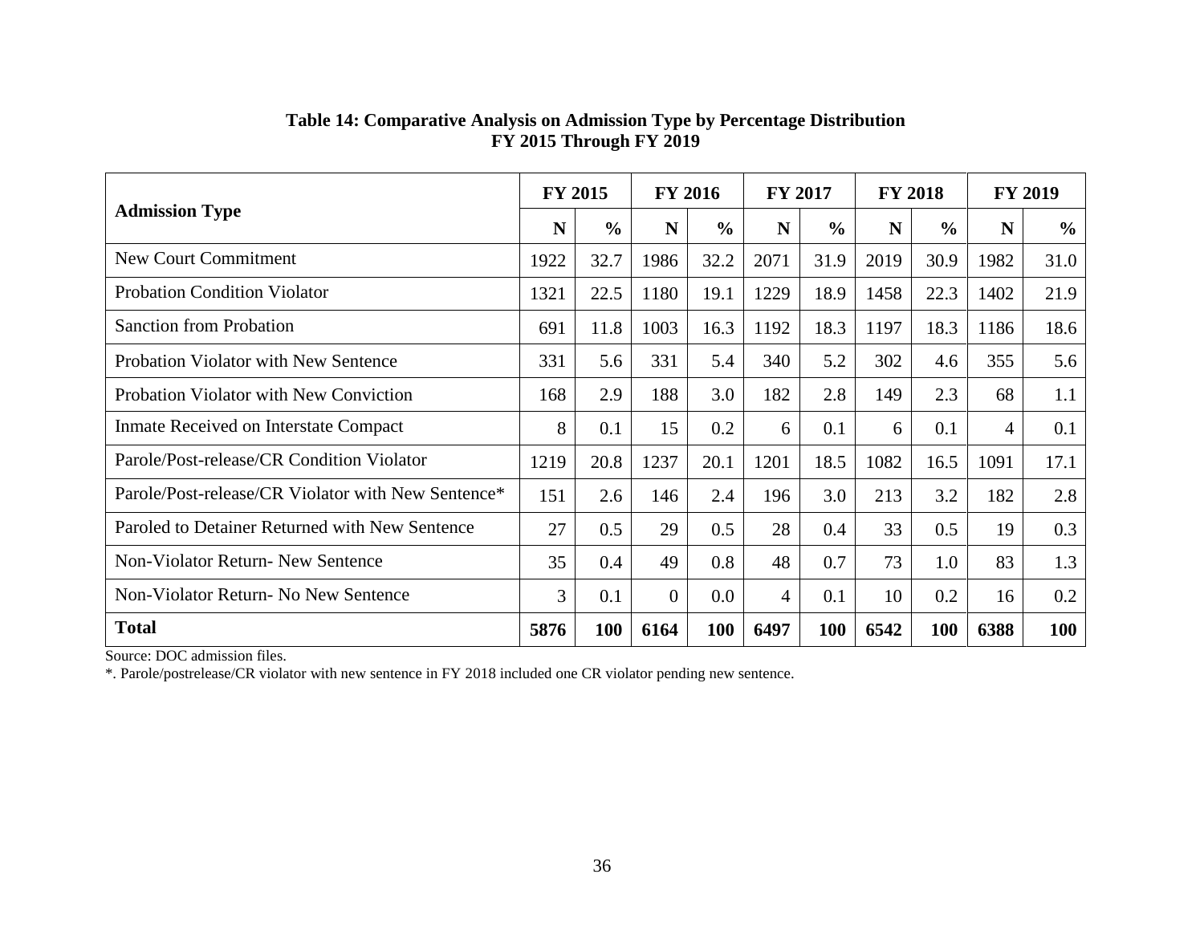**Table 14: Comparative Analysis on Admission Type by Percentage Distribution FY 2015 Through FY 2019**

| Admission Type | FY 2015 | | FY 2016 | | FY 2017 | | FY 2018 | | FY 2019 | |
|---|---|---|---|---|---|---|---|---|---|---|
| | N | % | N | % | N | % | N | % | N | % |
| New Court Commitment | 1922 | 32.7 | 1986 | 32.2 | 2071 | 31.9 | 2019 | 30.9 | 1982 | 31.0 |
| Probation Condition Violator | 1321 | 22.5 | 1180 | 19.1 | 1229 | 18.9 | 1458 | 22.3 | 1402 | 21.9 |
| Sanction from Probation | 691 | 11.8 | 1003 | 16.3 | 1192 | 18.3 | 1197 | 18.3 | 1186 | 18.6 |
| Probation Violator with New Sentence | 331 | 5.6 | 331 | 5.4 | 340 | 5.2 | 302 | 4.6 | 355 | 5.6 |
| Probation Violator with New Conviction | 168 | 2.9 | 188 | 3.0 | 182 | 2.8 | 149 | 2.3 | 68 | 1.1 |
| Inmate Received on Interstate Compact | 8 | 0.1 | 15 | 0.2 | 6 | 0.1 | 6 | 0.1 | 4 | 0.1 |
| Parole/Post-release/CR Condition Violator | 1219 | 20.8 | 1237 | 20.1 | 1201 | 18.5 | 1082 | 16.5 | 1091 | 17.1 |
| Parole/Post-release/CR Violator with New Sentence* | 151 | 2.6 | 146 | 2.4 | 196 | 3.0 | 213 | 3.2 | 182 | 2.8 |
| Paroled to Detainer Returned with New Sentence | 27 | 0.5 | 29 | 0.5 | 28 | 0.4 | 33 | 0.5 | 19 | 0.3 |
| Non-Violator Return- New Sentence | 35 | 0.4 | 49 | 0.8 | 48 | 0.7 | 73 | 1.0 | 83 | 1.3 |
| Non-Violator Return- No New Sentence | 3 | 0.1 | 0 | 0.0 | 4 | 0.1 | 10 | 0.2 | 16 | 0.2 |
| **Total** | **5876** | **100** | **6164** | **100** | **6497** | **100** | **6542** | **100** | **6388** | **100** |

Source: DOC admission files.

*. Parole/postrelease/CR violator with new sentence in FY 2018 included one CR violator pending new sentence.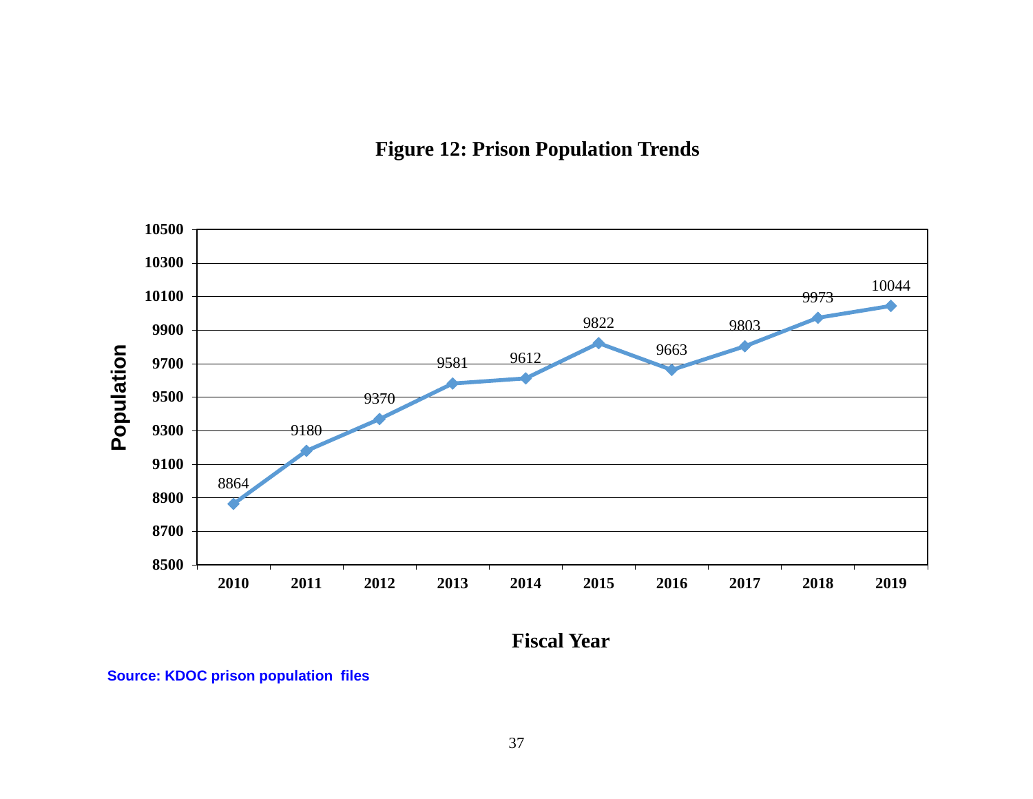**Figure 12: Prison Population Trends**

| Fiscal Year | Population |
|---|---|
| 2010 | 8864 |
| 2011 | 9180 |
| 2012 | 9370 |
| 2013 | 9581 |
| 2014 | 9612 |
| 2015 | 9822 |
| 2016 | 9663 |
| 2017 | 9803 |
| 2018 | 9973 |
| 2019 | 10044 |

**Source: KDOC prison population files**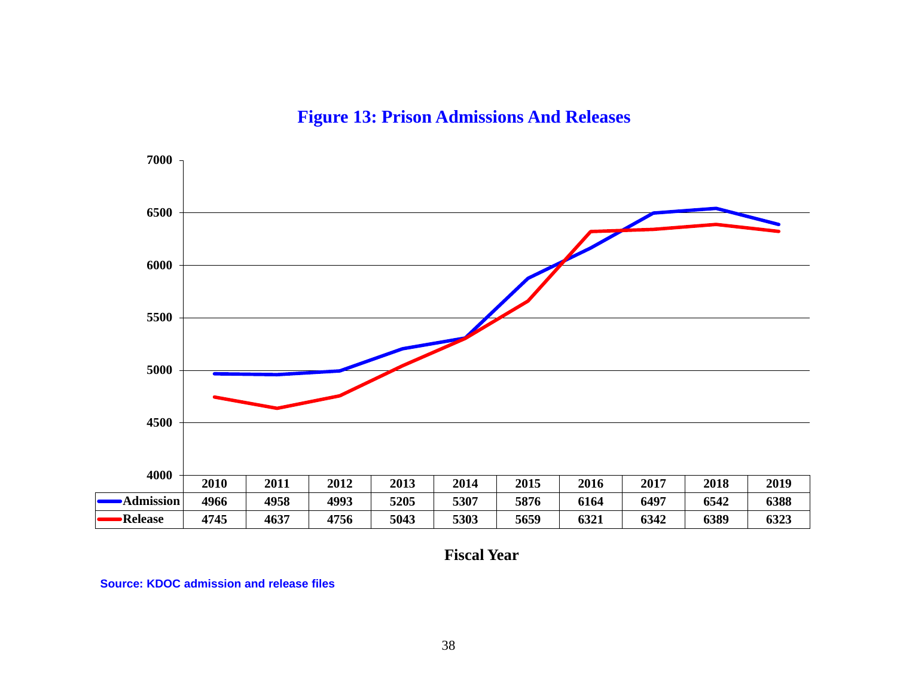**Figure 13: Prison Admissions And Releases**

| | 2010 | 2011 | 2012 | 2013 | 2014 | 2015 | 2016 | 2017 | 2018 | 2019 |
|---|---|---|---|---|---|---|---|---|---|---|
| Admission | 4966 | 4958 | 4993 | 5205 | 5307 | 5876 | 6164 | 6497 | 6542 | 6388 |
| Release | 4745 | 4637 | 4756 | 5043 | 5303 | 5659 | 6321 | 6342 | 6389 | 6323 |

**Fiscal Year**

Source: KDOC admission and release files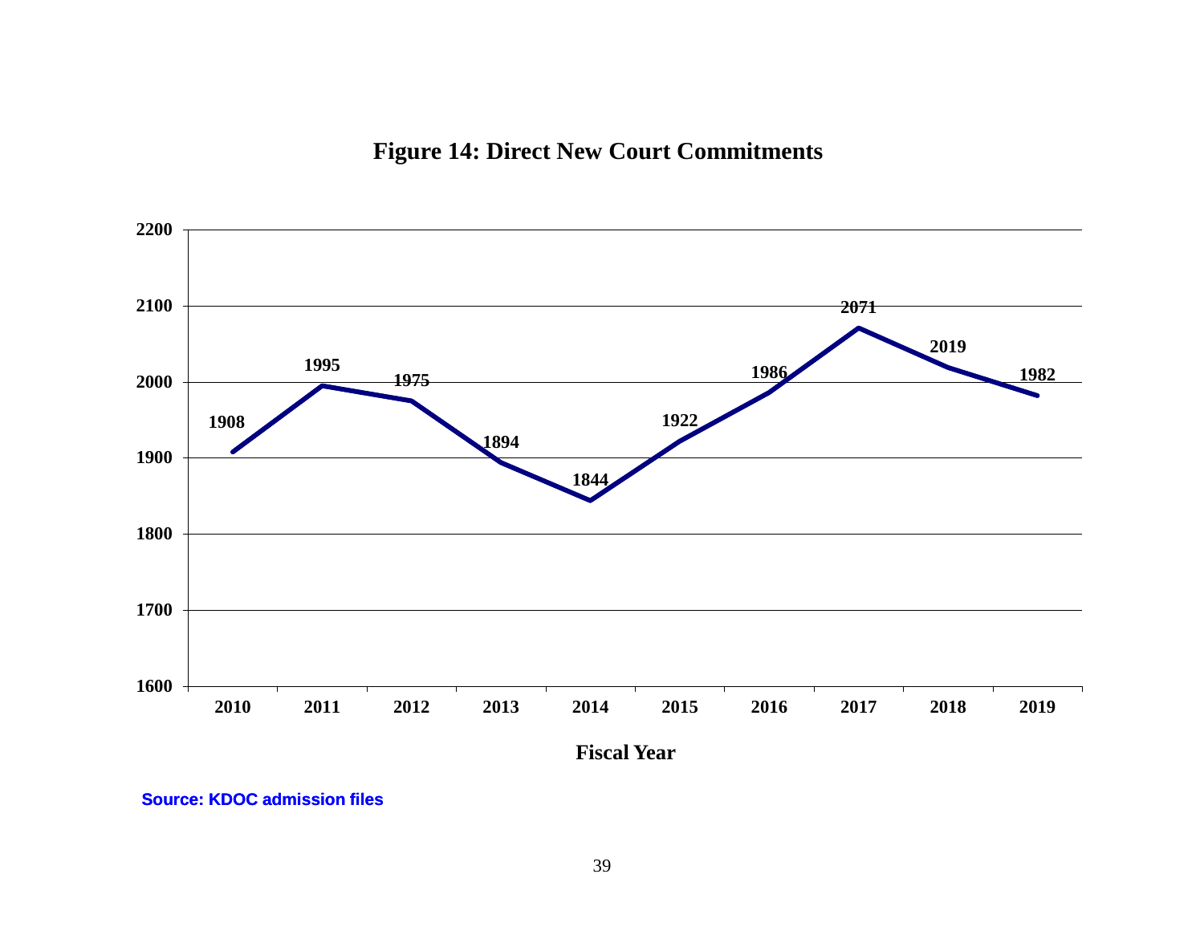# Figure 14: Direct New Court Commitments

| Fiscal Year | Direct New Court Commitments |
|---|---|
| 2010 | 1908 |
| 2011 | 1995 |
| 2012 | 1975 |
| 2013 | 1894 |
| 2014 | 1844 |
| 2015 | 1922 |
| 2016 | 1986 |
| 2017 | 2071 |
| 2018 | 2019 |
| 2019 | 1982 |

**Source: KDOC admission files**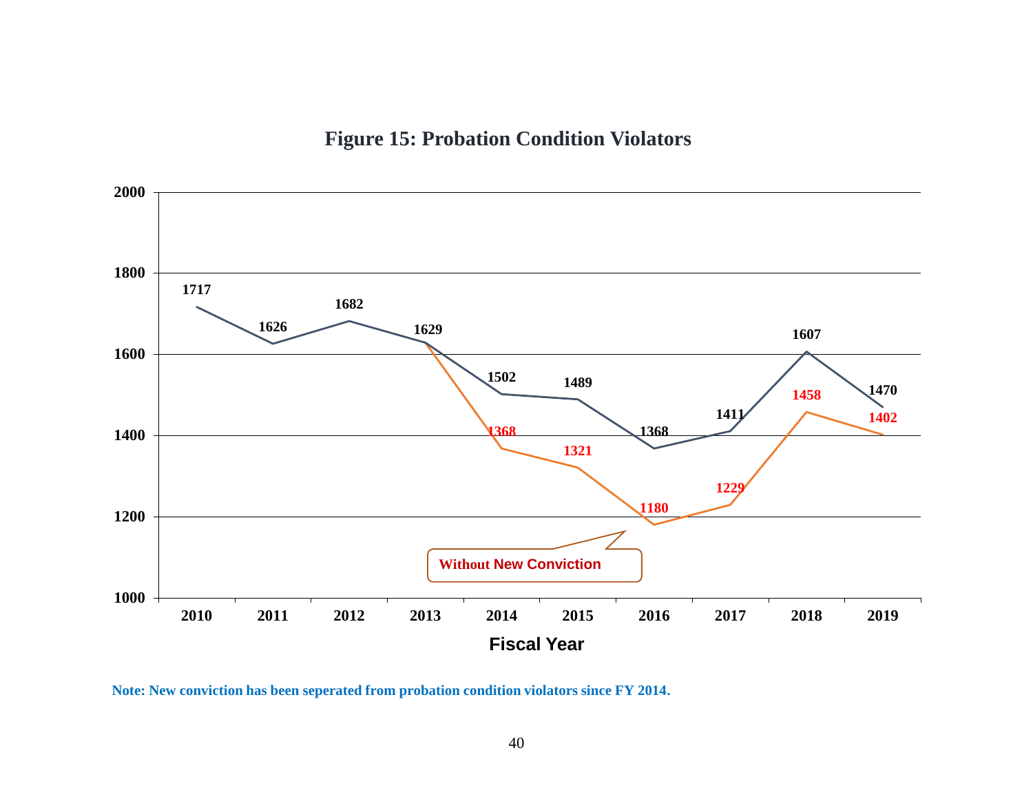**Figure 15: Probation Condition Violators**

| Fiscal Year | Probation Condition Violators | Without New Conviction |
|---|---|---|
| 2010 | 1717 | |
| 2011 | 1626 | |
| 2012 | 1682 | |
| 2013 | 1629 | |
| 2014 | 1502 | 1368 |
| 2015 | 1489 | 1321 |
| 2016 | 1368 | 1180 |
| 2017 | 1411 | 1229 |
| 2018 | 1607 | 1458 |
| 2019 | 1470 | 1402 |

**Note: New conviction has been seperated from probation condition violators since FY 2014.**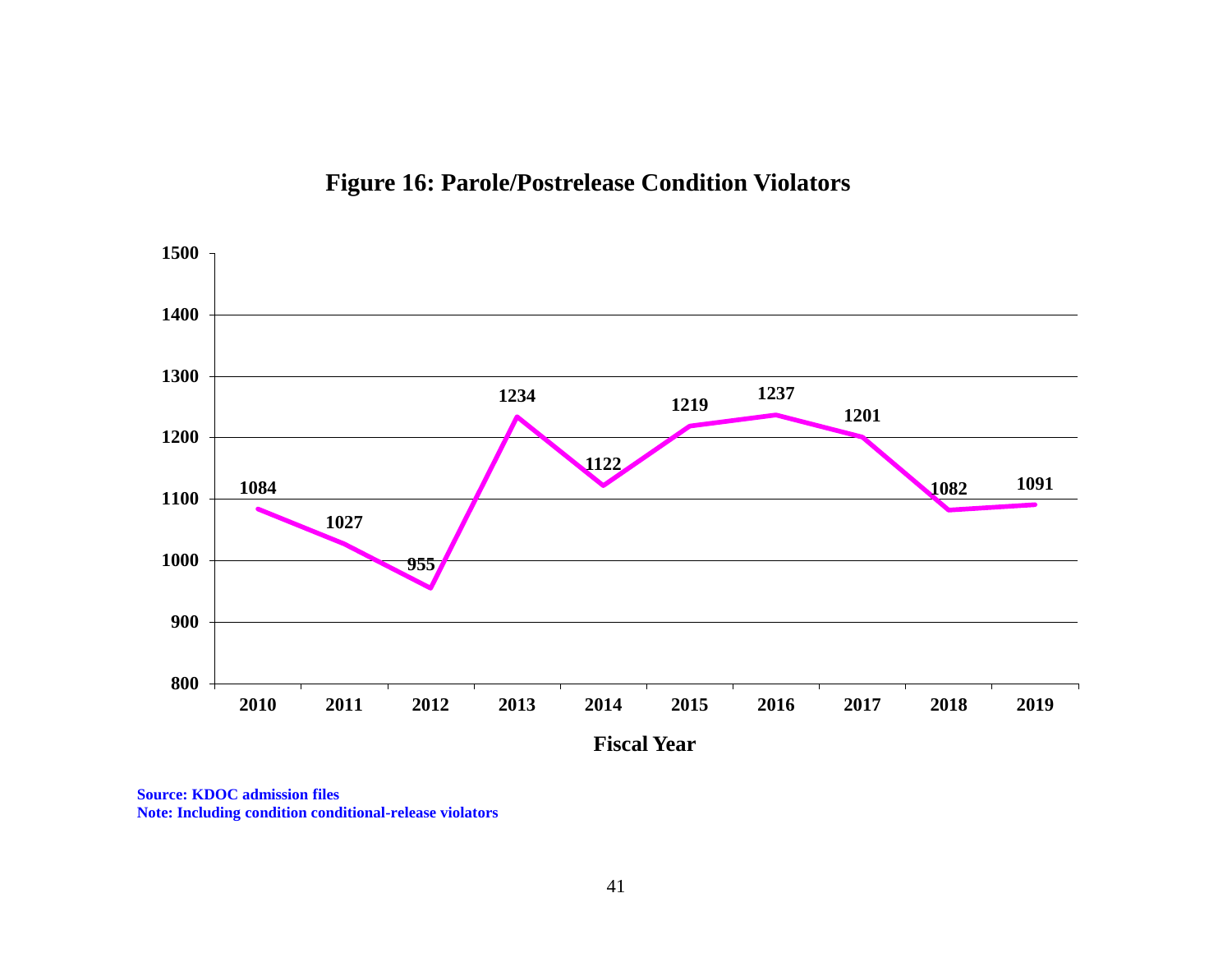**Figure 16: Parole/Postrelease Condition Violators**

| Fiscal Year | 2010 | 2011 | 2012 | 2013 | 2014 | 2015 | 2016 | 2017 | 2018 | 2019 |
|---|---|---|---|---|---|---|---|---|---|---|
| Violators | 1084 | 1027 | 955 | 1234 | 1122 | 1219 | 1237 | 1201 | 1082 | 1091 |

**Source: KDOC admission files**
**Note: Including condition conditional-release violators**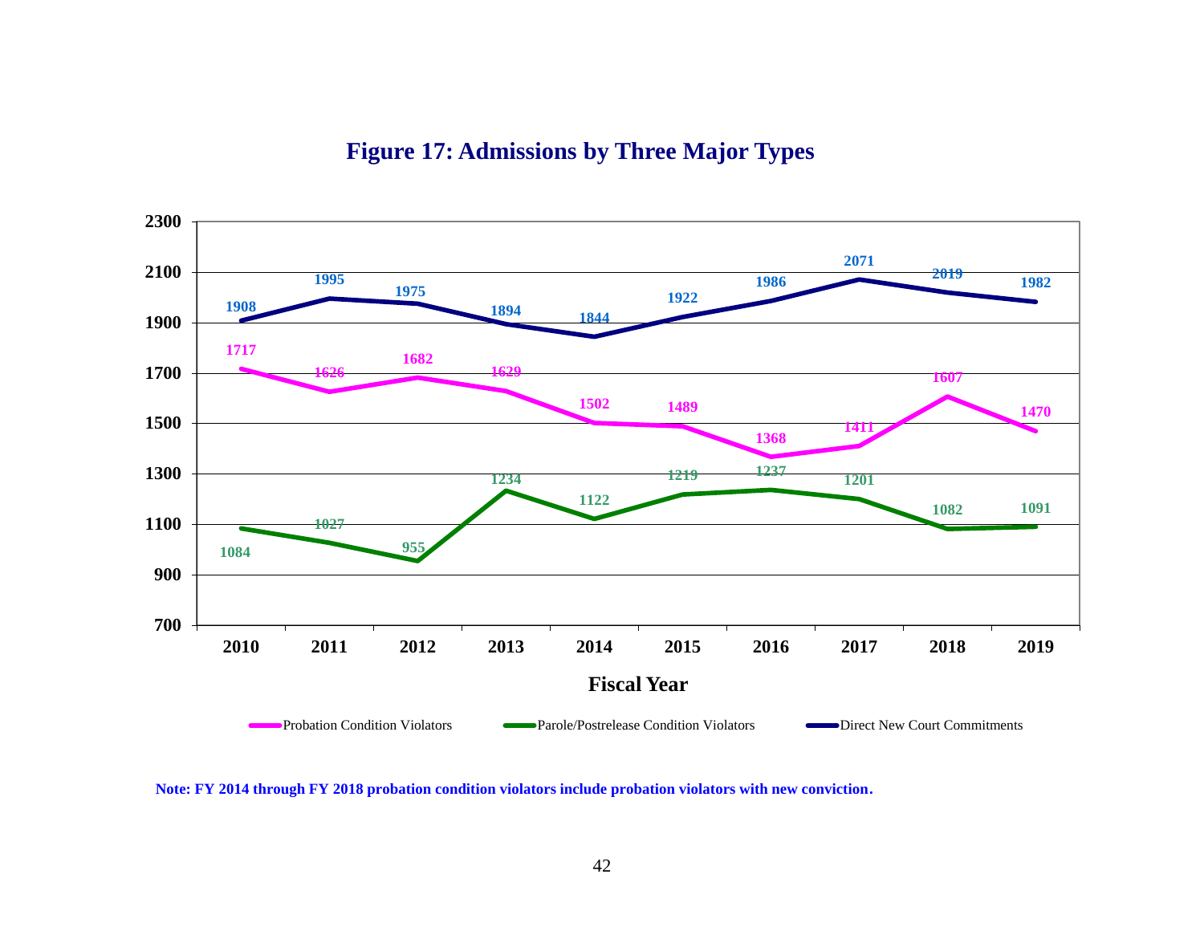## Figure 17: Admissions by Three Major Types

| Fiscal Year | Probation Condition Violators | Parole/Postrelease Condition Violators | Direct New Court Commitments |
|---|---|---|---|
| 2010 | 1717 | 1084 | 1908 |
| 2011 | 1626 | 1027 | 1995 |
| 2012 | 1682 | 955 | 1975 |
| 2013 | 1629 | 1234 | 1894 |
| 2014 | 1502 | 1122 | 1844 |
| 2015 | 1489 | 1219 | 1922 |
| 2016 | 1368 | 1237 | 1986 |
| 2017 | 1411 | 1201 | 2071 |
| 2018 | 1607 | 1082 | 2019 |
| 2019 | 1470 | 1091 | 1982 |

**Note: FY 2014 through FY 2018 probation condition violators include probation violators with new conviction.**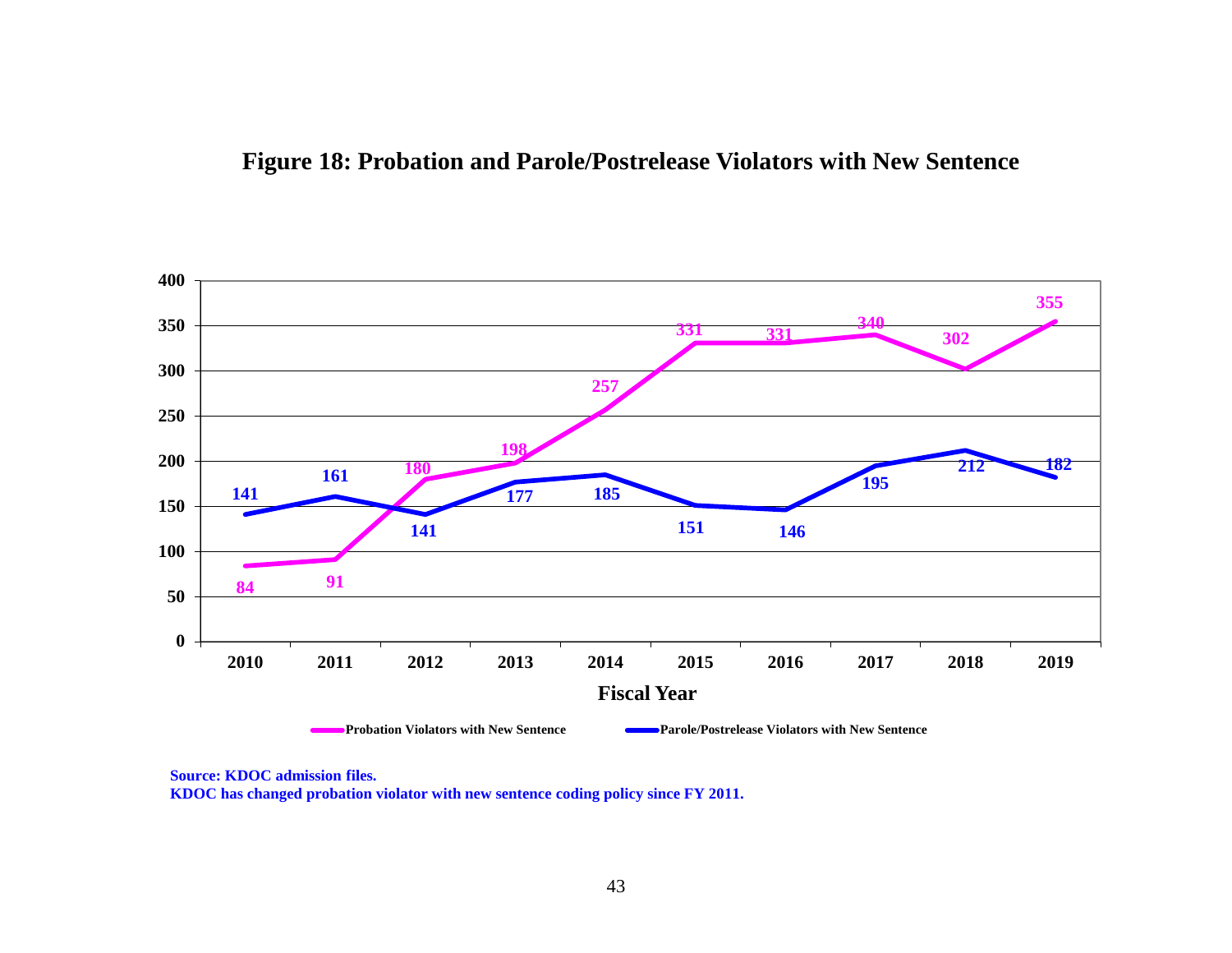## Figure 18: Probation and Parole/Postrelease Violators with New Sentence

| Fiscal Year | Probation Violators with New Sentence | Parole/Postrelease Violators with New Sentence |
|---|---|---|
| 2010 | 84 | 141 |
| 2011 | 91 | 161 |
| 2012 | 180 | 141 |
| 2013 | 198 | 177 |
| 2014 | 257 | 185 |
| 2015 | 331 | 151 |
| 2016 | 331 | 146 |
| 2017 | 340 | 195 |
| 2018 | 302 | 212 |
| 2019 | 355 | 182 |

**Source: KDOC admission files.**
**KDOC has changed probation violator with new sentence coding policy since FY 2011.**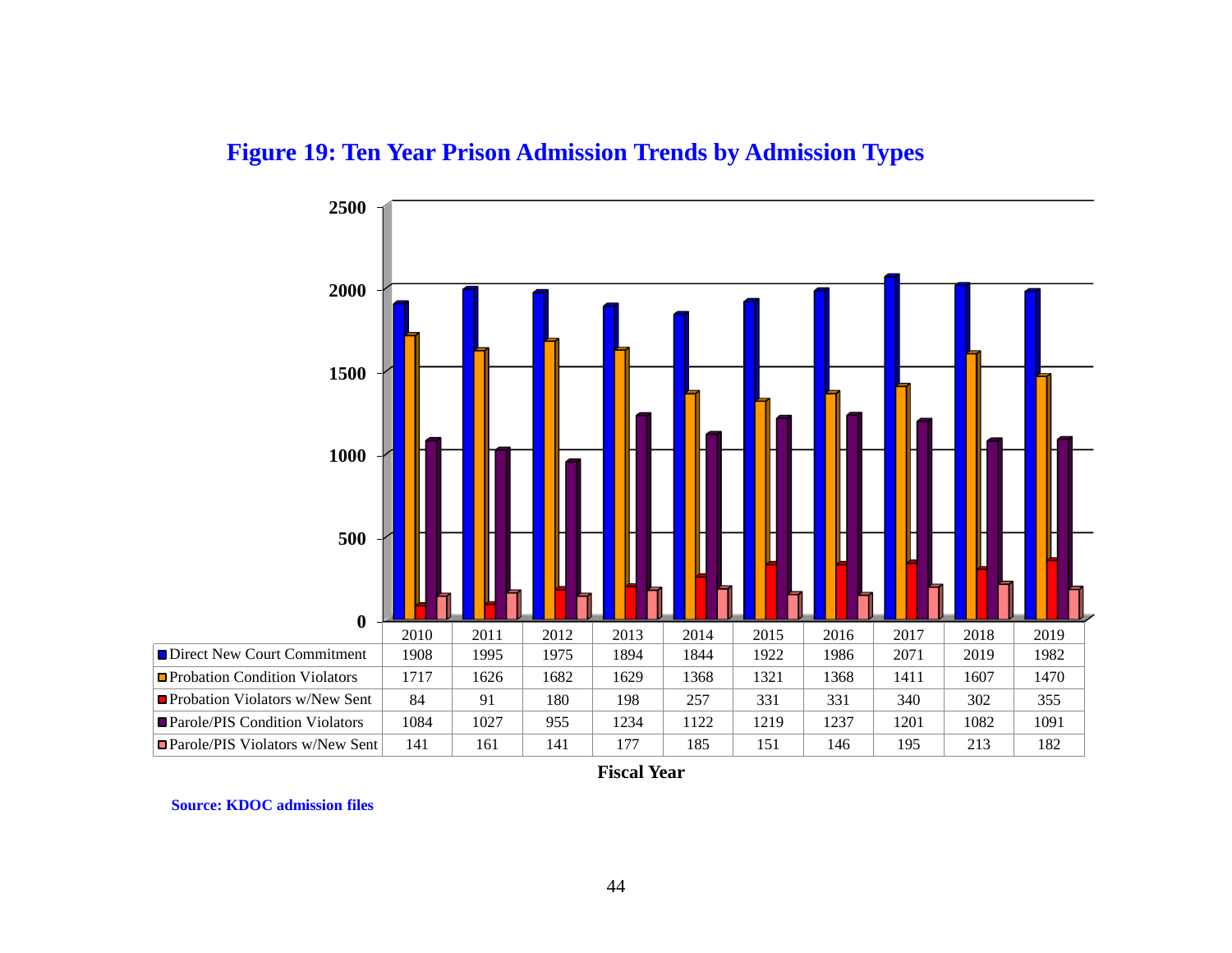# Figure 19: Ten Year Prison Admission Trends by Admission Types

| | 2010 | 2011 | 2012 | 2013 | 2014 | 2015 | 2016 | 2017 | 2018 | 2019 |
|---|---|---|---|---|---|---|---|---|---|---|
| Direct New Court Commitment | 1908 | 1995 | 1975 | 1894 | 1844 | 1922 | 1986 | 2071 | 2019 | 1982 |
| Probation Condition Violators | 1717 | 1626 | 1682 | 1629 | 1368 | 1321 | 1368 | 1411 | 1607 | 1470 |
| Probation Violators w/New Sent | 84 | 91 | 180 | 198 | 257 | 331 | 331 | 340 | 302 | 355 |
| Parole/PIS Condition Violators | 1084 | 1027 | 955 | 1234 | 1122 | 1219 | 1237 | 1201 | 1082 | 1091 |
| Parole/PIS Violators w/New Sent | 141 | 161 | 141 | 177 | 185 | 151 | 146 | 195 | 213 | 182 |

**Fiscal Year**

**Source: KDOC admission files**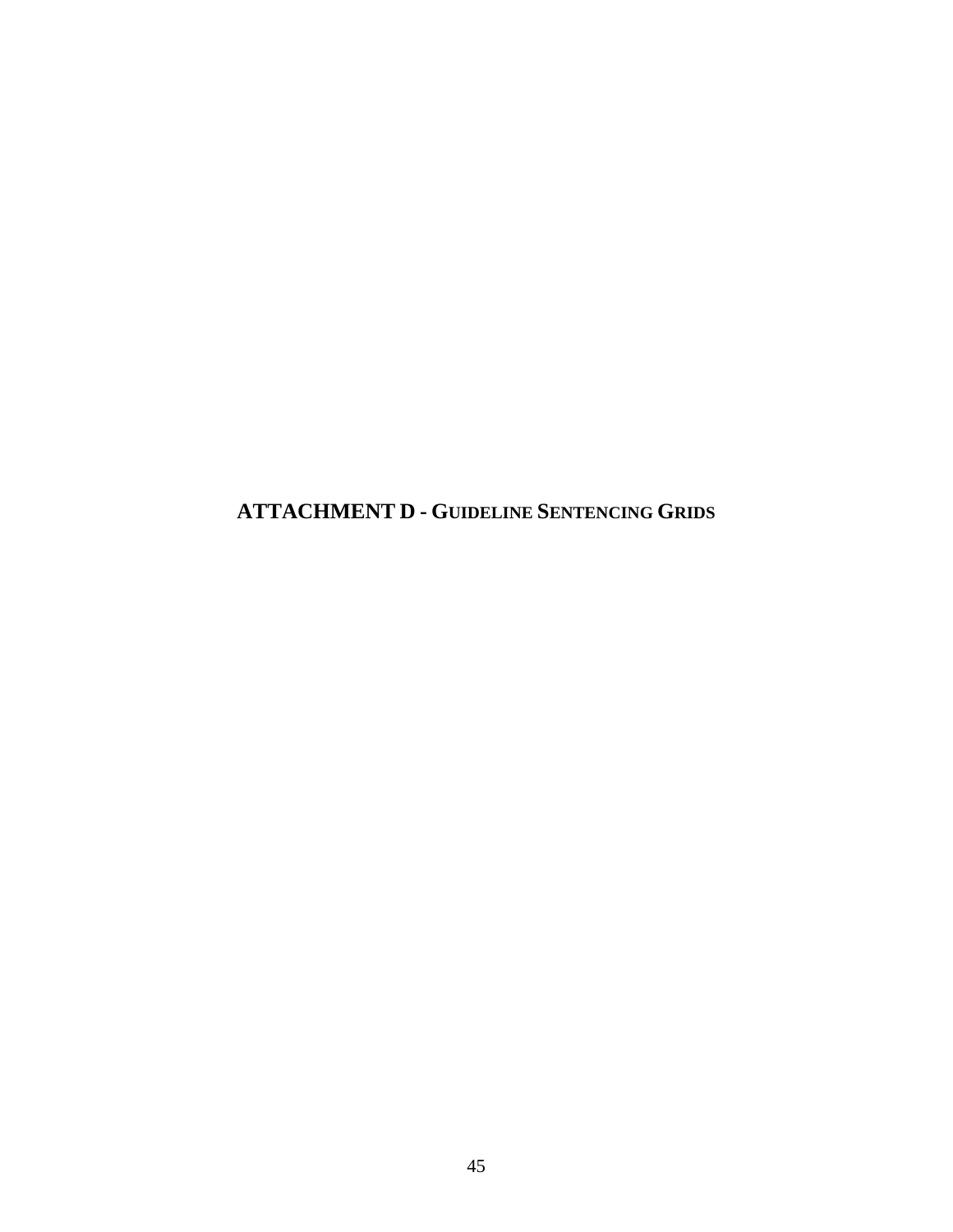# ATTACHMENT D - GUIDELINE SENTENCING GRIDS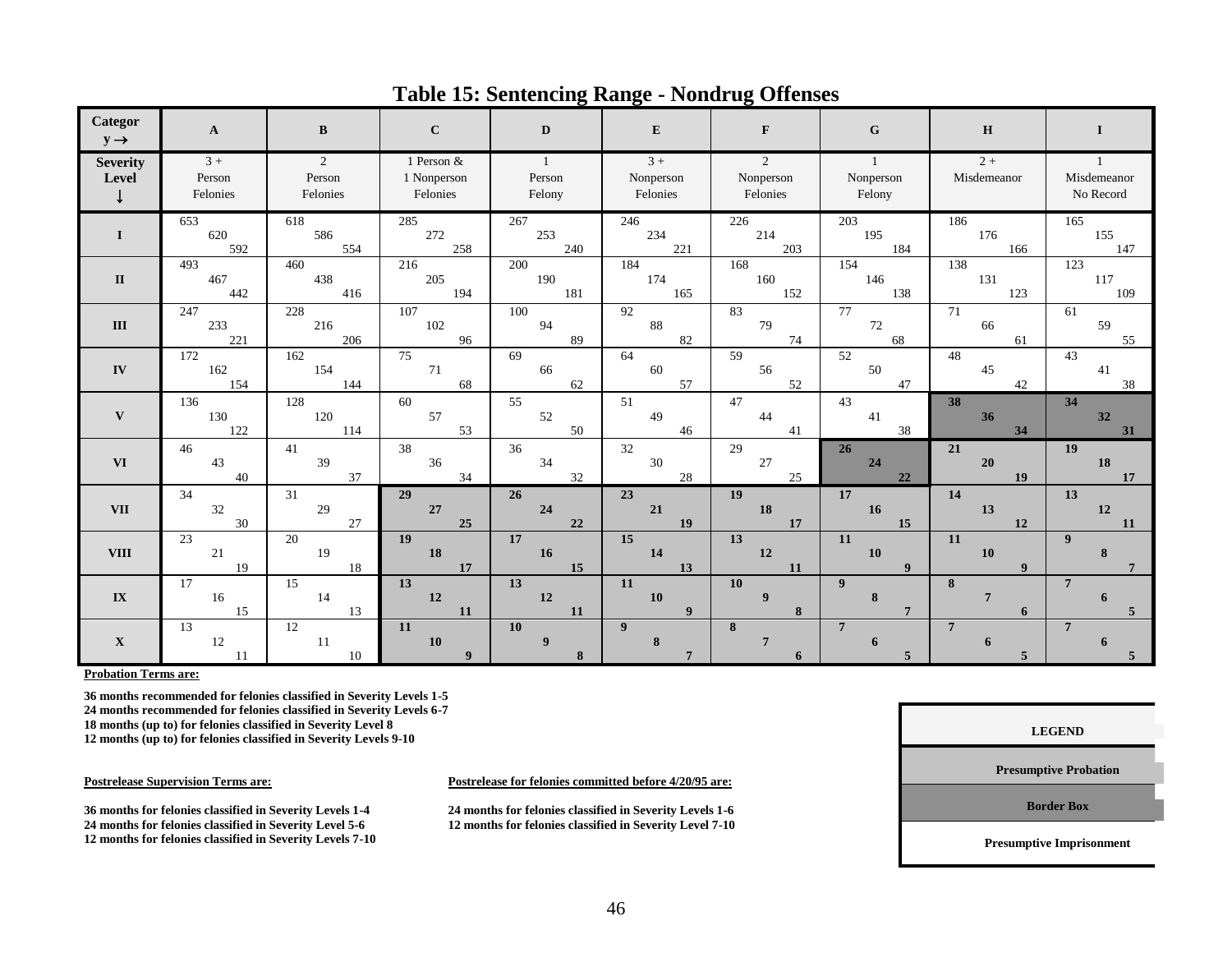# Table 15: Sentencing Range - Nondrug Offenses

| Category → Severity Level ↓ | A | B | C | D | E | F | G | H | I |
|---|---|---|---|---|---|---|---|---|---|
| | 3 + Person Felonies | 2 Person Felonies | 1 Person & 1 Nonperson Felonies | 1 Person Felony | 3 + Nonperson Felonies | 2 Nonperson Felonies | 1 Nonperson Felony | 2 + Misdemeanor | 1 Misdemeanor No Record |
| I | 653 620 592 | 618 586 554 | 285 272 258 | 267 253 240 | 246 234 221 | 226 214 203 | 203 195 184 | 186 176 166 | 165 155 147 |
| II | 493 467 442 | 460 438 416 | 216 205 194 | 200 190 181 | 184 174 165 | 168 160 152 | 154 146 138 | 138 131 123 | 123 117 109 |
| III | 247 233 221 | 228 216 206 | 107 102 96 | 100 94 89 | 92 88 82 | 83 79 74 | 77 72 68 | 71 66 61 | 61 59 55 |
| IV | 172 162 154 | 162 154 144 | 75 71 68 | 69 66 62 | 64 60 57 | 59 56 52 | 52 50 47 | 48 45 42 | 43 41 38 |
| V | 136 130 122 | 128 120 114 | 60 57 53 | 55 52 50 | 51 49 46 | 47 44 41 | 43 41 38 | **38 36 34** | **34 32 31** |
| VI | 46 43 40 | 41 39 37 | 38 36 34 | 36 34 32 | 32 30 28 | 29 27 25 | **26 24 22** | **21 20 19** | **19 18 17** |
| VII | 34 32 30 | 31 29 27 | **29 27 25** | **26 24 22** | **23 21 19** | **19 18 17** | **17 16 15** | **14 13 12** | **13 12 11** |
| VIII | 23 21 19 | 20 19 18 | **19 18 17** | **17 16 15** | **15 14 13** | **13 12 11** | **11 10 9** | **11 10 9** | **9 8 7** |
| IX | 17 16 15 | 15 14 13 | **13 12 11** | **13 12 11** | **11 10 9** | **10 9 8** | **9 8 7** | **8 7 6** | **7 6 5** |
| X | 13 12 11 | 12 11 10 | **11 10 9** | **10 9 8** | **9 8 7** | **8 7 6** | **7 6 5** | **7 6 5** | **7 6 5** |

**Probation Terms are:**

**36 months recommended for felonies classified in Severity Levels 1-5**
**24 months recommended for felonies classified in Severity Levels 6-7**
**18 months (up to) for felonies classified in Severity Level 8**
**12 months (up to) for felonies classified in Severity Levels 9-10**

**Postrelease Supervision Terms are:**

**36 months for felonies classified in Severity Levels 1-4**
**24 months for felonies classified in Severity Level 5-6**
**12 months for felonies classified in Severity Levels 7-10**

**Postrelease for felonies committed before 4/20/95 are:**

**24 months for felonies classified in Severity Levels 1-6**
**12 months for felonies classified in Severity Level 7-10**

| LEGEND |
|---|
| Presumptive Probation |
| Border Box |
| Presumptive Imprisonment |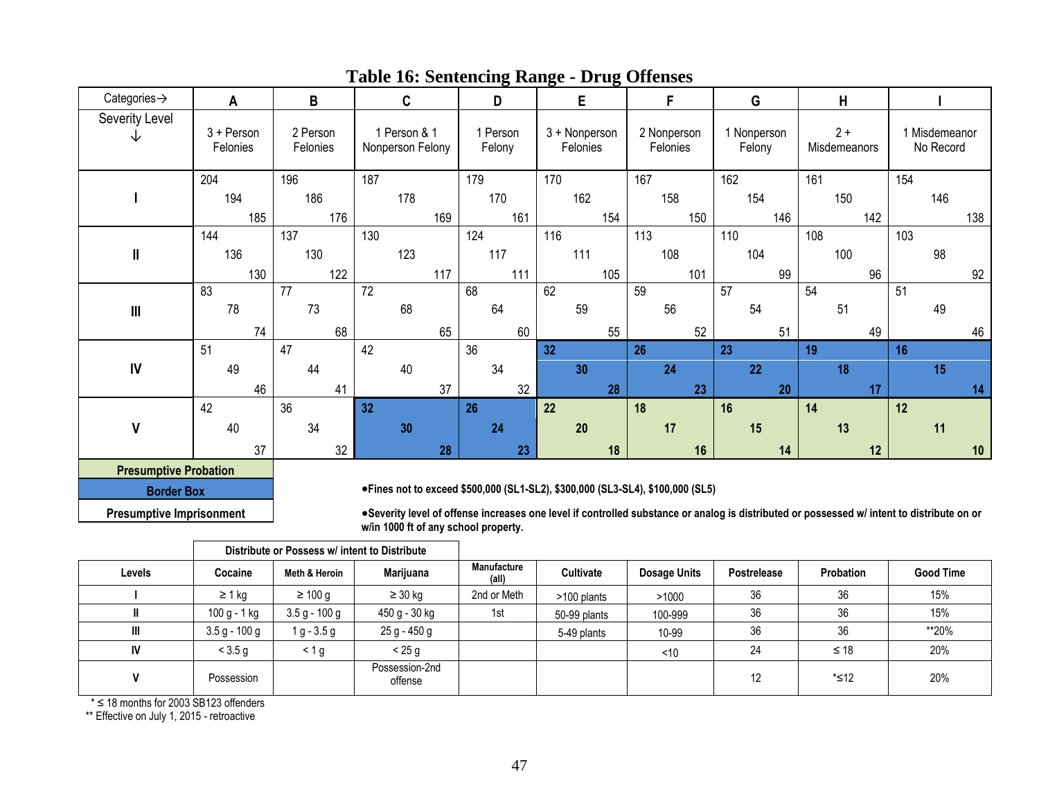# Table 16: Sentencing Range - Drug Offenses

| Categories→ | A | B | C | D | E | F | G | H | I |
|---|---|---|---|---|---|---|---|---|---|
| Severity Level ↓ | 3 + Person Felonies | 2 Person Felonies | 1 Person & 1 Nonperson Felony | 1 Person Felony | 3 + Nonperson Felonies | 2 Nonperson Felonies | 1 Nonperson Felony | 2 + Misdemeanors | 1 Misdemeanor No Record |
| I | 204 194 185 | 196 186 176 | 187 178 169 | 179 170 161 | 170 162 154 | 167 158 150 | 162 154 146 | 161 150 142 | 154 146 138 |
| II | 144 136 130 | 137 130 122 | 130 123 117 | 124 117 111 | 116 111 105 | 113 108 101 | 110 104 99 | 108 100 96 | 103 98 92 |
| III | 83 78 74 | 77 73 68 | 72 68 65 | 68 64 60 | 62 59 55 | 59 56 52 | 57 54 51 | 54 51 49 | 51 49 46 |
| IV | 51 49 46 | 47 44 41 | 42 40 37 | 36 34 32 | **32 30 28** | **26 24 23** | **23 22 20** | **19 18 17** | **16 15 14** |
| V | 42 40 37 | 36 34 32 | **32 30 28** | **26 24 23** | **22 20 18** | **18 17 16** | **16 15 14** | **14 13 12** | **12 11 10** |

Border Box: IV-E through IV-I, V-C, V-D. Presumptive Probation: V-E through V-I. All other cells: Presumptive Imprisonment.

**Presumptive Probation**

**Border Box**

**Presumptive Imprisonment**

- **Fines not to exceed $500,000 (SL1-SL2), $300,000 (SL3-SL4), $100,000 (SL5)**
- **Severity level of offense increases one level if controlled substance or analog is distributed or possessed w/ intent to distribute on or w/in 1000 ft of any school property.**

| Levels | Distribute or Possess w/ intent to Distribute: Cocaine | Meth & Heroin | Marijuana | Manufacture (all) | Cultivate | Dosage Units | Postrelease | Probation | Good Time |
|---|---|---|---|---|---|---|---|---|---|
| I | ≥ 1 kg | ≥ 100 g | ≥ 30 kg | 2nd or Meth | >100 plants | >1000 | 36 | 36 | 15% |
| II | 100 g - 1 kg | 3.5 g - 100 g | 450 g - 30 kg | 1st | 50-99 plants | 100-999 | 36 | 36 | 15% |
| III | 3.5 g - 100 g | 1 g - 3.5 g | 25 g - 450 g | | 5-49 plants | 10-99 | 36 | 36 | **20% |
| IV | < 3.5 g | < 1 g | < 25 g | | | <10 | 24 | ≤ 18 | 20% |
| V | Possession | | Possession-2nd offense | | | | 12 | *≤12 | 20% |

\* ≤ 18 months for 2003 SB123 offenders

** Effective on July 1, 2015 - retroactive